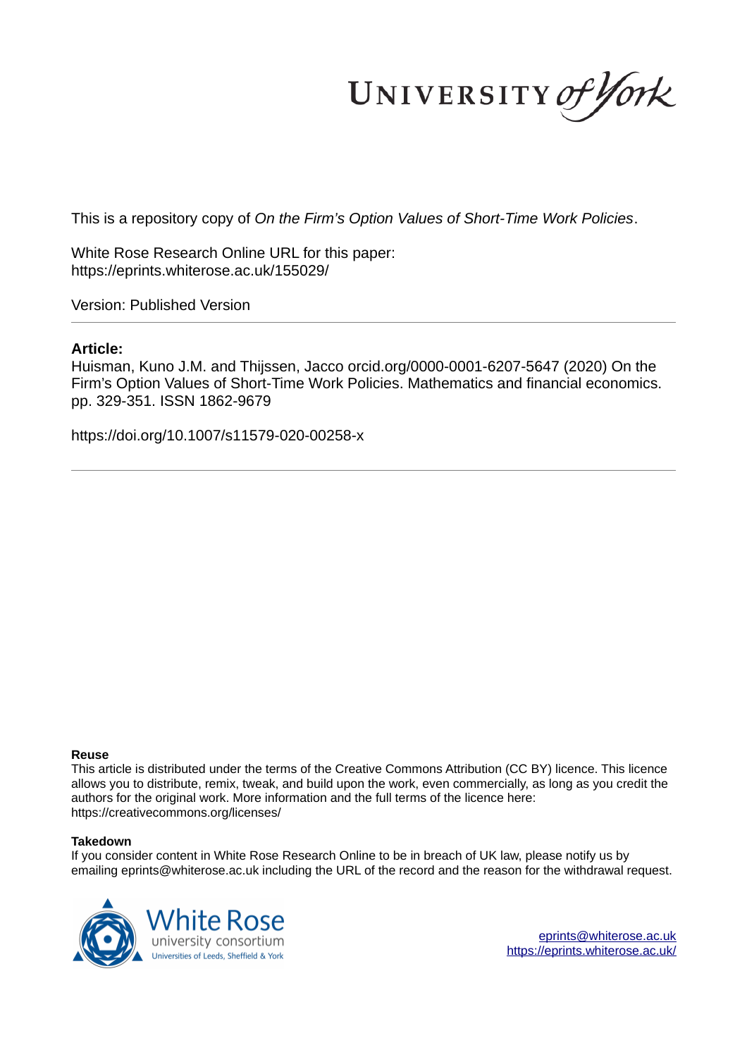UNIVERSITY *of York*

This is a repository copy of *On the Firm's Option Values of Short-Time Work Policies*.

White Rose Research Online URL for this paper:
https://eprints.whiterose.ac.uk/155029/

Version: Published Version

**Article:**

Huisman, Kuno J.M. and Thijssen, Jacco orcid.org/0000-0001-6207-5647 (2020) On the Firm's Option Values of Short-Time Work Policies. Mathematics and financial economics. pp. 329-351. ISSN 1862-9679

https://doi.org/10.1007/s11579-020-00258-x

**Reuse**

This article is distributed under the terms of the Creative Commons Attribution (CC BY) licence. This licence allows you to distribute, remix, tweak, and build upon the work, even commercially, as long as you credit the authors for the original work. More information and the full terms of the licence here: https://creativecommons.org/licenses/

**Takedown**

If you consider content in White Rose Research Online to be in breach of UK law, please notify us by emailing eprints@whiterose.ac.uk including the URL of the record and the reason for the withdrawal request.

White Rose university consortium
Universities of Leeds, Sheffield & York

eprints@whiterose.ac.uk
https://eprints.whiterose.ac.uk/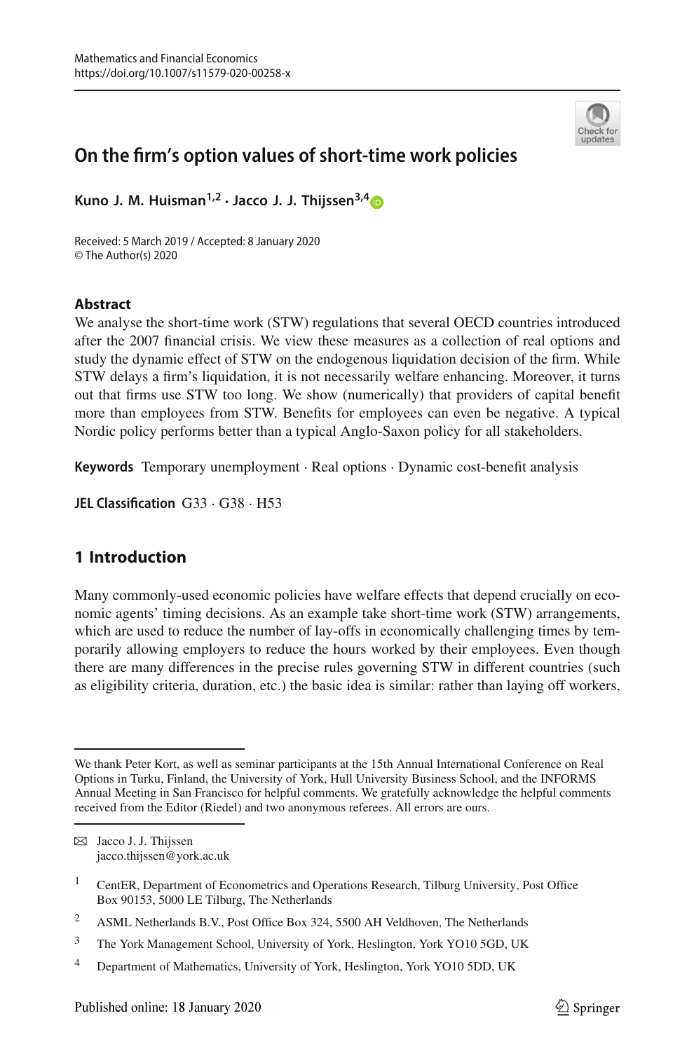# On the firm's option values of short-time work policies

**Kuno J. M. Huisman**[1,2] · **Jacco J. J. Thijssen**[3,4]

Received: 5 March 2019 / Accepted: 8 January 2020
© The Author(s) 2020

## Abstract

We analyse the short-time work (STW) regulations that several OECD countries introduced after the 2007 financial crisis. We view these measures as a collection of real options and study the dynamic effect of STW on the endogenous liquidation decision of the firm. While STW delays a firm's liquidation, it is not necessarily welfare enhancing. Moreover, it turns out that firms use STW too long. We show (numerically) that providers of capital benefit more than employees from STW. Benefits for employees can even be negative. A typical Nordic policy performs better than a typical Anglo-Saxon policy for all stakeholders.

**Keywords** Temporary unemployment · Real options · Dynamic cost-benefit analysis

**JEL Classification** G33 · G38 · H53

## 1 Introduction

Many commonly-used economic policies have welfare effects that depend crucially on economic agents' timing decisions. As an example take short-time work (STW) arrangements, which are used to reduce the number of lay-offs in economically challenging times by temporarily allowing employers to reduce the hours worked by their employees. Even though there are many differences in the precise rules governing STW in different countries (such as eligibility criteria, duration, etc.) the basic idea is similar: rather than laying off workers,

---

We thank Peter Kort, as well as seminar participants at the 15th Annual International Conference on Real Options in Turku, Finland, the University of York, Hull University Business School, and the INFORMS Annual Meeting in San Francisco for helpful comments. We gratefully acknowledge the helpful comments received from the Editor (Riedel) and two anonymous referees. All errors are ours.

✉ Jacco J. J. Thijssen
jacco.thijssen@york.ac.uk

[1] CentER, Department of Econometrics and Operations Research, Tilburg University, Post Office Box 90153, 5000 LE Tilburg, The Netherlands

[2] ASML Netherlands B.V., Post Office Box 324, 5500 AH Veldhoven, The Netherlands

[3] The York Management School, University of York, Heslington, York YO10 5GD, UK

[4] Department of Mathematics, University of York, Heslington, York YO10 5DD, UK

Published online: 18 January 2020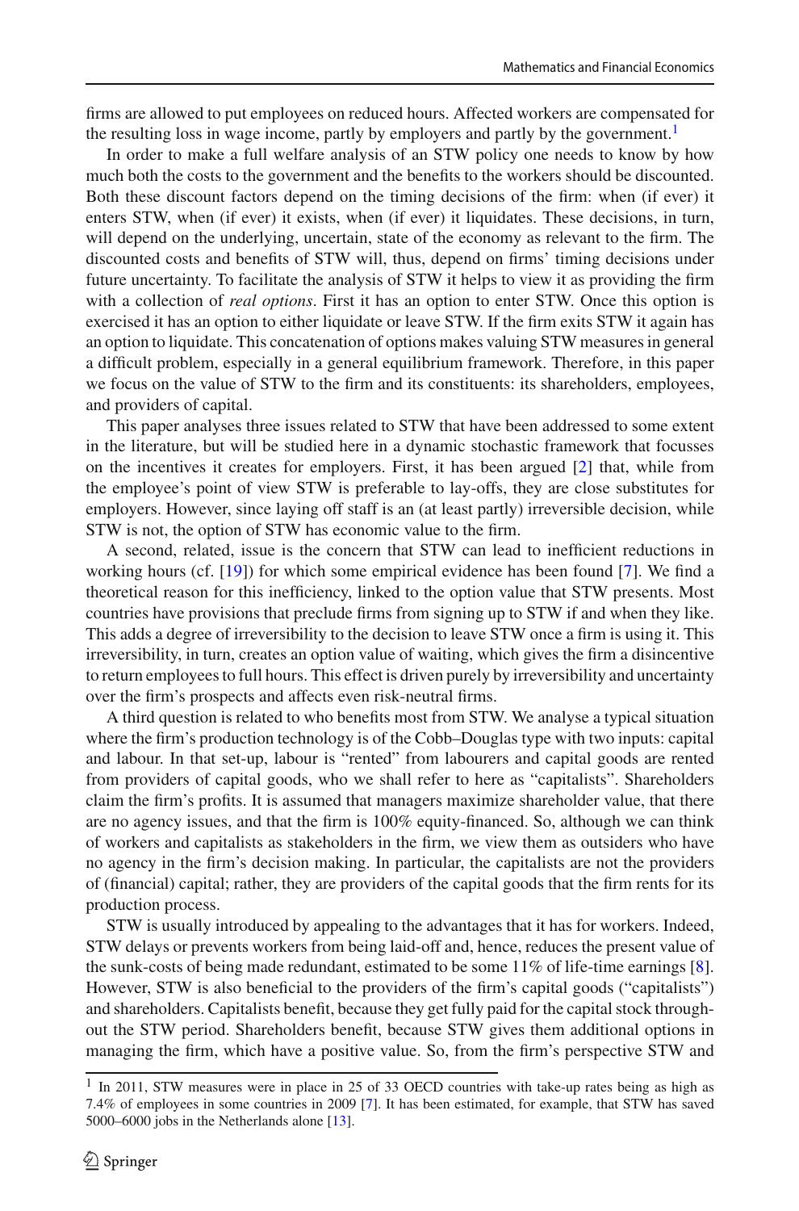firms are allowed to put employees on reduced hours. Affected workers are compensated for the resulting loss in wage income, partly by employers and partly by the government.[1]

In order to make a full welfare analysis of an STW policy one needs to know by how much both the costs to the government and the benefits to the workers should be discounted. Both these discount factors depend on the timing decisions of the firm: when (if ever) it enters STW, when (if ever) it exists, when (if ever) it liquidates. These decisions, in turn, will depend on the underlying, uncertain, state of the economy as relevant to the firm. The discounted costs and benefits of STW will, thus, depend on firms' timing decisions under future uncertainty. To facilitate the analysis of STW it helps to view it as providing the firm with a collection of *real options*. First it has an option to enter STW. Once this option is exercised it has an option to either liquidate or leave STW. If the firm exits STW it again has an option to liquidate. This concatenation of options makes valuing STW measures in general a difficult problem, especially in a general equilibrium framework. Therefore, in this paper we focus on the value of STW to the firm and its constituents: its shareholders, employees, and providers of capital.

This paper analyses three issues related to STW that have been addressed to some extent in the literature, but will be studied here in a dynamic stochastic framework that focusses on the incentives it creates for employers. First, it has been argued [2] that, while from the employee's point of view STW is preferable to lay-offs, they are close substitutes for employers. However, since laying off staff is an (at least partly) irreversible decision, while STW is not, the option of STW has economic value to the firm.

A second, related, issue is the concern that STW can lead to inefficient reductions in working hours (cf. [19]) for which some empirical evidence has been found [7]. We find a theoretical reason for this inefficiency, linked to the option value that STW presents. Most countries have provisions that preclude firms from signing up to STW if and when they like. This adds a degree of irreversibility to the decision to leave STW once a firm is using it. This irreversibility, in turn, creates an option value of waiting, which gives the firm a disincentive to return employees to full hours. This effect is driven purely by irreversibility and uncertainty over the firm's prospects and affects even risk-neutral firms.

A third question is related to who benefits most from STW. We analyse a typical situation where the firm's production technology is of the Cobb–Douglas type with two inputs: capital and labour. In that set-up, labour is "rented" from labourers and capital goods are rented from providers of capital goods, who we shall refer to here as "capitalists". Shareholders claim the firm's profits. It is assumed that managers maximize shareholder value, that there are no agency issues, and that the firm is 100% equity-financed. So, although we can think of workers and capitalists as stakeholders in the firm, we view them as outsiders who have no agency in the firm's decision making. In particular, the capitalists are not the providers of (financial) capital; rather, they are providers of the capital goods that the firm rents for its production process.

STW is usually introduced by appealing to the advantages that it has for workers. Indeed, STW delays or prevents workers from being laid-off and, hence, reduces the present value of the sunk-costs of being made redundant, estimated to be some 11% of life-time earnings [8]. However, STW is also beneficial to the providers of the firm's capital goods ("capitalists") and shareholders. Capitalists benefit, because they get fully paid for the capital stock throughout the STW period. Shareholders benefit, because STW gives them additional options in managing the firm, which have a positive value. So, from the firm's perspective STW and

[1] In 2011, STW measures were in place in 25 of 33 OECD countries with take-up rates being as high as 7.4% of employees in some countries in 2009 [7]. It has been estimated, for example, that STW has saved 5000–6000 jobs in the Netherlands alone [13].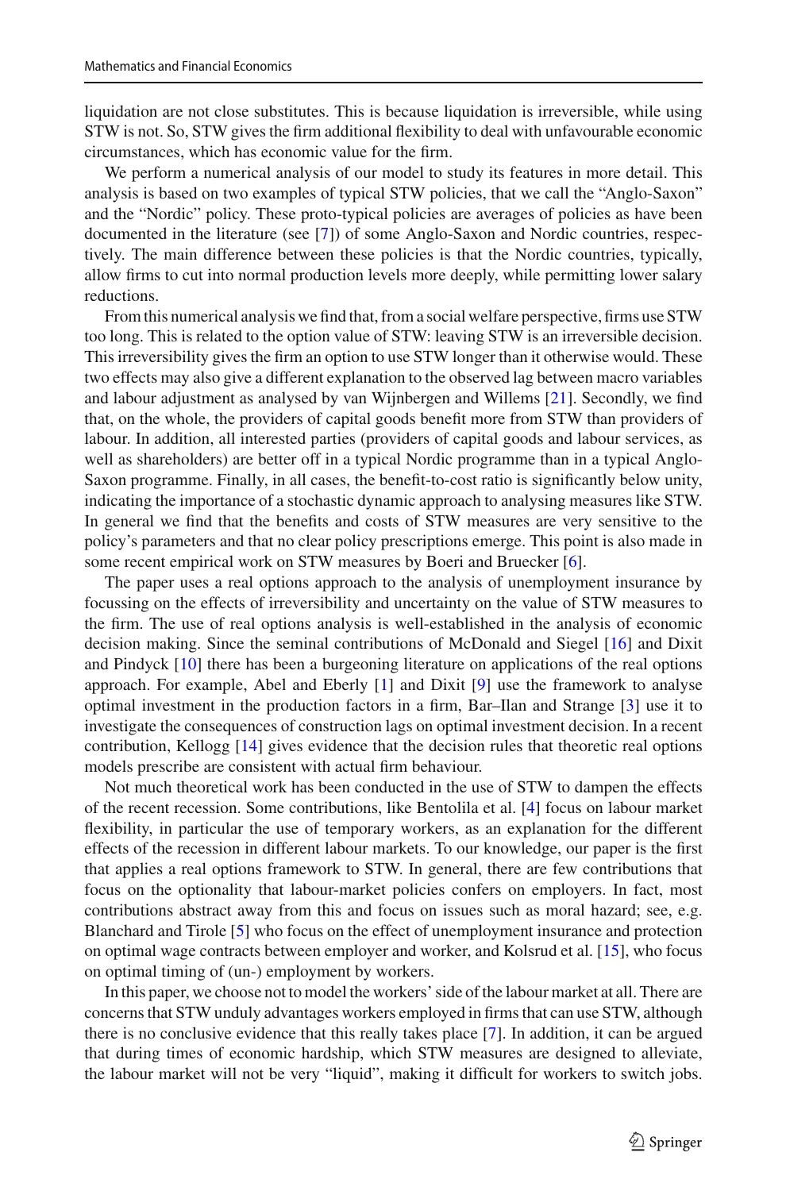liquidation are not close substitutes. This is because liquidation is irreversible, while using STW is not. So, STW gives the firm additional flexibility to deal with unfavourable economic circumstances, which has economic value for the firm.

We perform a numerical analysis of our model to study its features in more detail. This analysis is based on two examples of typical STW policies, that we call the "Anglo-Saxon" and the "Nordic" policy. These proto-typical policies are averages of policies as have been documented in the literature (see [7]) of some Anglo-Saxon and Nordic countries, respectively. The main difference between these policies is that the Nordic countries, typically, allow firms to cut into normal production levels more deeply, while permitting lower salary reductions.

From this numerical analysis we find that, from a social welfare perspective, firms use STW too long. This is related to the option value of STW: leaving STW is an irreversible decision. This irreversibility gives the firm an option to use STW longer than it otherwise would. These two effects may also give a different explanation to the observed lag between macro variables and labour adjustment as analysed by van Wijnbergen and Willems [21]. Secondly, we find that, on the whole, the providers of capital goods benefit more from STW than providers of labour. In addition, all interested parties (providers of capital goods and labour services, as well as shareholders) are better off in a typical Nordic programme than in a typical Anglo-Saxon programme. Finally, in all cases, the benefit-to-cost ratio is significantly below unity, indicating the importance of a stochastic dynamic approach to analysing measures like STW. In general we find that the benefits and costs of STW measures are very sensitive to the policy's parameters and that no clear policy prescriptions emerge. This point is also made in some recent empirical work on STW measures by Boeri and Bruecker [6].

The paper uses a real options approach to the analysis of unemployment insurance by focussing on the effects of irreversibility and uncertainty on the value of STW measures to the firm. The use of real options analysis is well-established in the analysis of economic decision making. Since the seminal contributions of McDonald and Siegel [16] and Dixit and Pindyck [10] there has been a burgeoning literature on applications of the real options approach. For example, Abel and Eberly [1] and Dixit [9] use the framework to analyse optimal investment in the production factors in a firm, Bar–Ilan and Strange [3] use it to investigate the consequences of construction lags on optimal investment decision. In a recent contribution, Kellogg [14] gives evidence that the decision rules that theoretic real options models prescribe are consistent with actual firm behaviour.

Not much theoretical work has been conducted in the use of STW to dampen the effects of the recent recession. Some contributions, like Bentolila et al. [4] focus on labour market flexibility, in particular the use of temporary workers, as an explanation for the different effects of the recession in different labour markets. To our knowledge, our paper is the first that applies a real options framework to STW. In general, there are few contributions that focus on the optionality that labour-market policies confers on employers. In fact, most contributions abstract away from this and focus on issues such as moral hazard; see, e.g. Blanchard and Tirole [5] who focus on the effect of unemployment insurance and protection on optimal wage contracts between employer and worker, and Kolsrud et al. [15], who focus on optimal timing of (un-) employment by workers.

In this paper, we choose not to model the workers' side of the labour market at all. There are concerns that STW unduly advantages workers employed in firms that can use STW, although there is no conclusive evidence that this really takes place [7]. In addition, it can be argued that during times of economic hardship, which STW measures are designed to alleviate, the labour market will not be very "liquid", making it difficult for workers to switch jobs.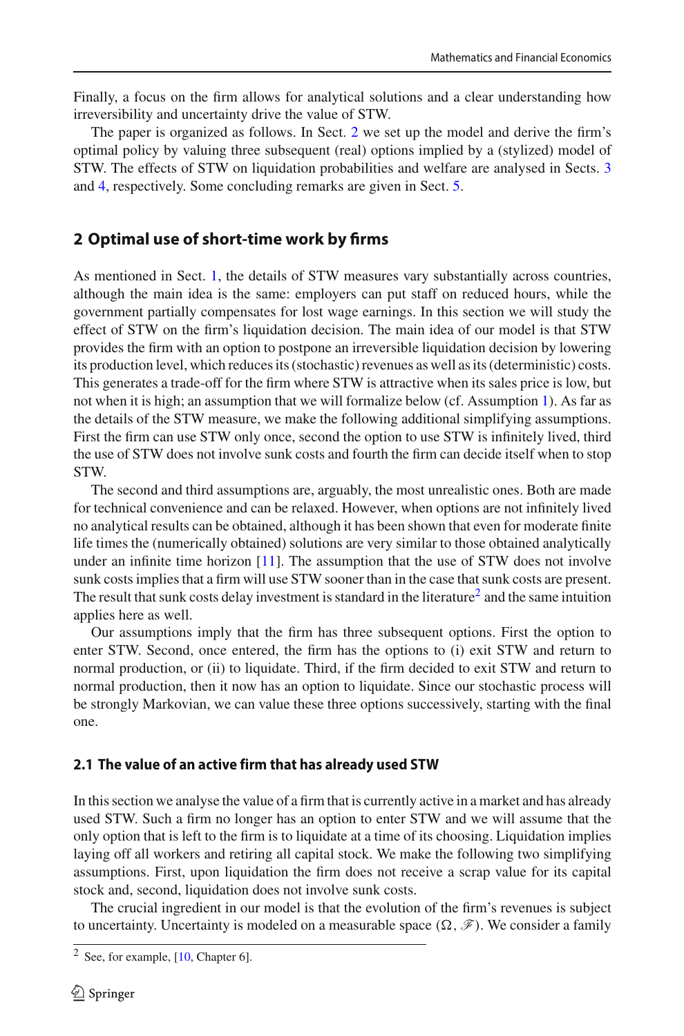Finally, a focus on the firm allows for analytical solutions and a clear understanding how irreversibility and uncertainty drive the value of STW.

The paper is organized as follows. In Sect. 2 we set up the model and derive the firm's optimal policy by valuing three subsequent (real) options implied by a (stylized) model of STW. The effects of STW on liquidation probabilities and welfare are analysed in Sects. 3 and 4, respectively. Some concluding remarks are given in Sect. 5.

## 2 Optimal use of short-time work by firms

As mentioned in Sect. 1, the details of STW measures vary substantially across countries, although the main idea is the same: employers can put staff on reduced hours, while the government partially compensates for lost wage earnings. In this section we will study the effect of STW on the firm's liquidation decision. The main idea of our model is that STW provides the firm with an option to postpone an irreversible liquidation decision by lowering its production level, which reduces its (stochastic) revenues as well as its (deterministic) costs. This generates a trade-off for the firm where STW is attractive when its sales price is low, but not when it is high; an assumption that we will formalize below (cf. Assumption 1). As far as the details of the STW measure, we make the following additional simplifying assumptions. First the firm can use STW only once, second the option to use STW is infinitely lived, third the use of STW does not involve sunk costs and fourth the firm can decide itself when to stop STW.

The second and third assumptions are, arguably, the most unrealistic ones. Both are made for technical convenience and can be relaxed. However, when options are not infinitely lived no analytical results can be obtained, although it has been shown that even for moderate finite life times the (numerically obtained) solutions are very similar to those obtained analytically under an infinite time horizon [11]. The assumption that the use of STW does not involve sunk costs implies that a firm will use STW sooner than in the case that sunk costs are present. The result that sunk costs delay investment is standard in the literature[2] and the same intuition applies here as well.

Our assumptions imply that the firm has three subsequent options. First the option to enter STW. Second, once entered, the firm has the options to (i) exit STW and return to normal production, or (ii) to liquidate. Third, if the firm decided to exit STW and return to normal production, then it now has an option to liquidate. Since our stochastic process will be strongly Markovian, we can value these three options successively, starting with the final one.

### 2.1 The value of an active firm that has already used STW

In this section we analyse the value of a firm that is currently active in a market and has already used STW. Such a firm no longer has an option to enter STW and we will assume that the only option that is left to the firm is to liquidate at a time of its choosing. Liquidation implies laying off all workers and retiring all capital stock. We make the following two simplifying assumptions. First, upon liquidation the firm does not receive a scrap value for its capital stock and, second, liquidation does not involve sunk costs.

The crucial ingredient in our model is that the evolution of the firm's revenues is subject to uncertainty. Uncertainty is modeled on a measurable space $(\Omega, \mathscr{F})$. We consider a family

[2] See, for example, [10, Chapter 6].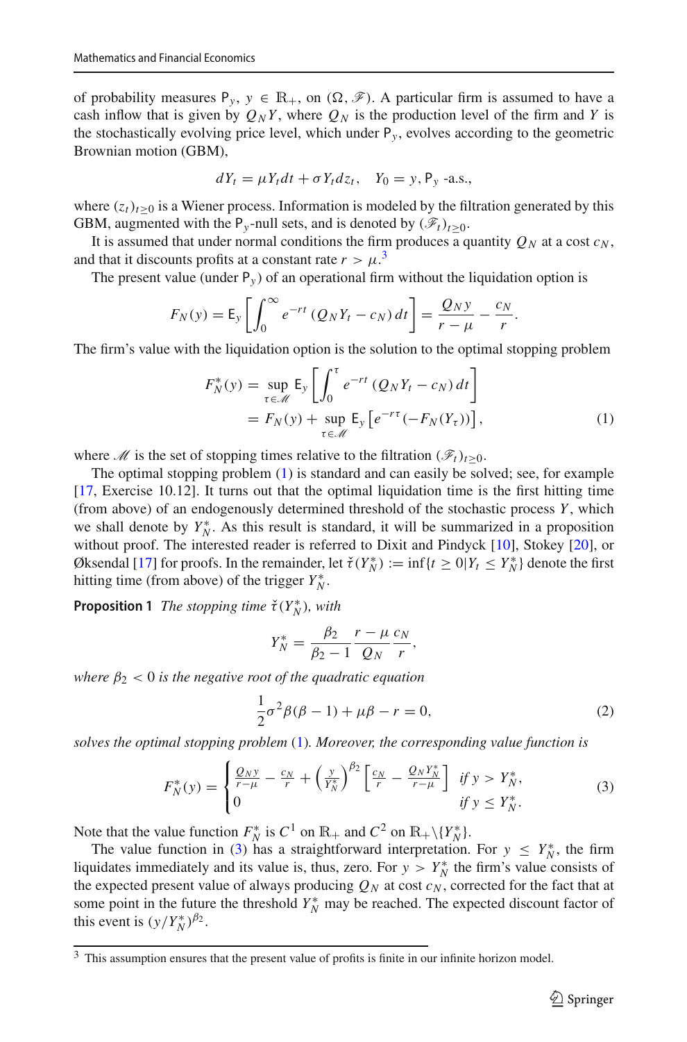of probability measures $\mathsf{P}_y$, $y \in \mathbb{R}_+$, on $(\Omega, \mathscr{F})$. A particular firm is assumed to have a cash inflow that is given by $Q_N Y$, where $Q_N$ is the production level of the firm and $Y$ is the stochastically evolving price level, which under $\mathsf{P}_y$, evolves according to the geometric Brownian motion (GBM),

$$dY_t = \mu Y_t dt + \sigma Y_t dz_t, \quad Y_0 = y, \mathsf{P}_y \text{ -a.s.},$$

where $(z_t)_{t\geq 0}$ is a Wiener process. Information is modeled by the filtration generated by this GBM, augmented with the $\mathsf{P}_y$-null sets, and is denoted by $(\mathscr{F}_t)_{t\geq 0}$.

It is assumed that under normal conditions the firm produces a quantity $Q_N$ at a cost $c_N$, and that it discounts profits at a constant rate $r > \mu$.[3]

The present value (under $\mathsf{P}_y$) of an operational firm without the liquidation option is

$$F_N(y) = \mathsf{E}_y\left[\int_0^\infty e^{-rt}\left(Q_N Y_t - c_N\right)dt\right] = \frac{Q_N y}{r-\mu} - \frac{c_N}{r}.$$

The firm's value with the liquidation option is the solution to the optimal stopping problem

$$\begin{aligned} F_N^*(y) &= \sup_{\tau \in \mathscr{M}} \mathsf{E}_y\left[\int_0^\tau e^{-rt}\left(Q_N Y_t - c_N\right)dt\right] \\ &= F_N(y) + \sup_{\tau\in\mathscr{M}} \mathsf{E}_y\left[e^{-r\tau}(-F_N(Y_\tau))\right], \end{aligned} \tag{1}$$

where $\mathscr{M}$ is the set of stopping times relative to the filtration $(\mathscr{F}_t)_{t\geq 0}$.

The optimal stopping problem (1) is standard and can easily be solved; see, for example [17, Exercise 10.12]. It turns out that the optimal liquidation time is the first hitting time (from above) of an endogenously determined threshold of the stochastic process $Y$, which we shall denote by $Y_N^*$. As this result is standard, it will be summarized in a proposition without proof. The interested reader is referred to Dixit and Pindyck [10], Stokey [20], or Øksendal [17] for proofs. In the remainder, let $\check{\tau}(Y_N^*) := \inf\{t \geq 0 | Y_t \leq Y_N^*\}$ denote the first hitting time (from above) of the trigger $Y_N^*$.

**Proposition 1** *The stopping time $\check{\tau}(Y_N^*)$, with*

$$Y_N^* = \frac{\beta_2}{\beta_2 - 1}\frac{r-\mu}{Q_N}\frac{c_N}{r},$$

*where $\beta_2 < 0$ is the negative root of the quadratic equation*

$$\frac{1}{2}\sigma^2\beta(\beta-1) + \mu\beta - r = 0, \tag{2}$$

*solves the optimal stopping problem (1). Moreover, the corresponding value function is*

$$F_N^*(y) = \begin{cases} \frac{Q_N y}{r-\mu} - \frac{c_N}{r} + \left(\frac{y}{Y_N^*}\right)^{\beta_2}\left[\frac{c_N}{r} - \frac{Q_N Y_N^*}{r-\mu}\right] & \text{if } y > Y_N^*, \\ 0 & \text{if } y \leq Y_N^*. \end{cases} \tag{3}$$

Note that the value function $F_N^*$ is $C^1$ on $\mathbb{R}_+$ and $C^2$ on $\mathbb{R}_+ \backslash \{Y_N^*\}$.

The value function in (3) has a straightforward interpretation. For $y \leq Y_N^*$, the firm liquidates immediately and its value is, thus, zero. For $y > Y_N^*$ the firm's value consists of the expected present value of always producing $Q_N$ at cost $c_N$, corrected for the fact that at some point in the future the threshold $Y_N^*$ may be reached. The expected discount factor of this event is $(y/Y_N^*)^{\beta_2}$.

[3] This assumption ensures that the present value of profits is finite in our infinite horizon model.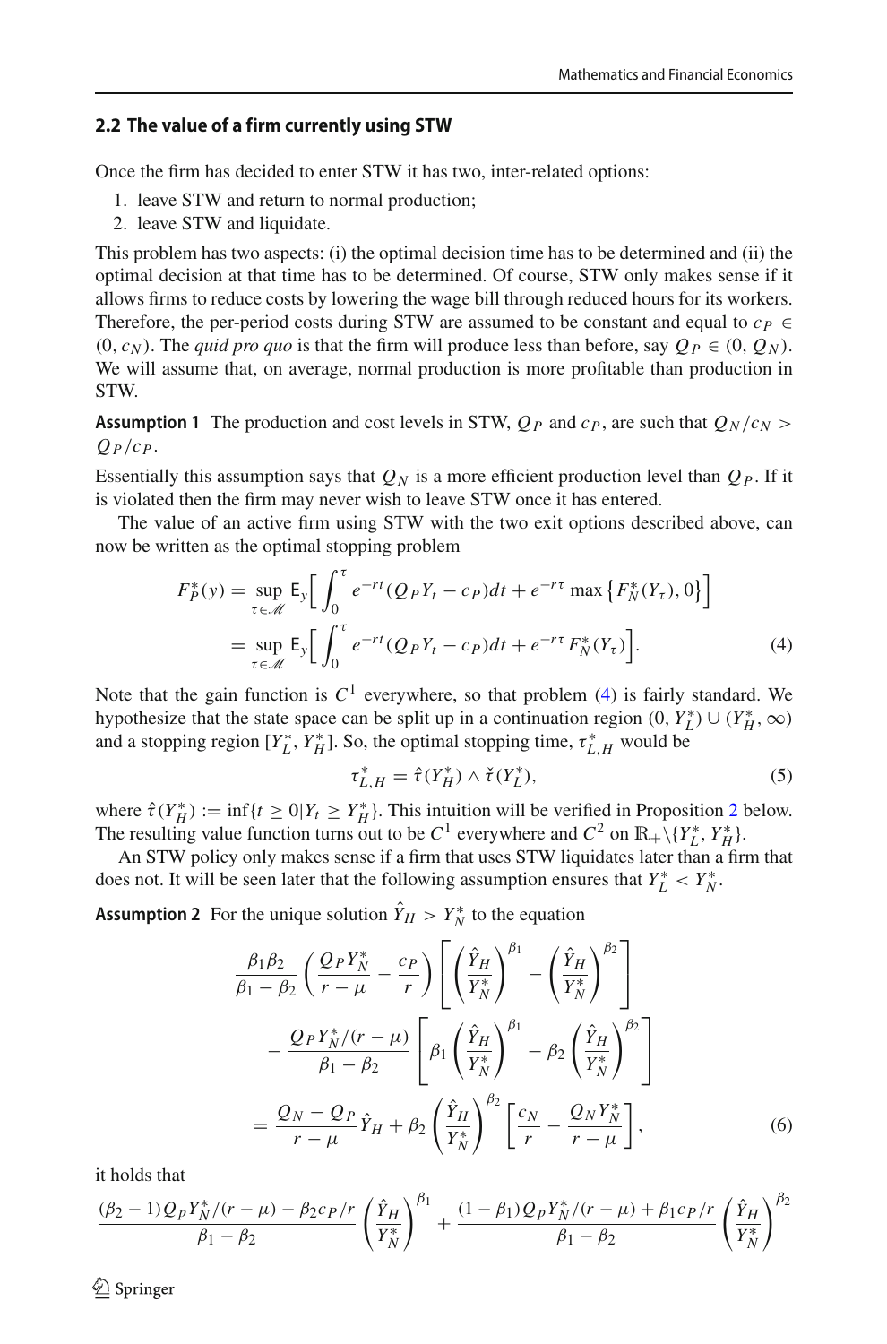## 2.2 The value of a firm currently using STW

Once the firm has decided to enter STW it has two, inter-related options:

1. leave STW and return to normal production;
2. leave STW and liquidate.

This problem has two aspects: (i) the optimal decision time has to be determined and (ii) the optimal decision at that time has to be determined. Of course, STW only makes sense if it allows firms to reduce costs by lowering the wage bill through reduced hours for its workers. Therefore, the per-period costs during STW are assumed to be constant and equal to $c_P \in (0, c_N)$. The *quid pro quo* is that the firm will produce less than before, say $Q_P \in (0, Q_N)$. We will assume that, on average, normal production is more profitable than production in STW.

**Assumption 1** The production and cost levels in STW, $Q_P$ and $c_P$, are such that $Q_N/c_N > Q_P/c_P$.

Essentially this assumption says that $Q_N$ is a more efficient production level than $Q_P$. If it is violated then the firm may never wish to leave STW once it has entered.

The value of an active firm using STW with the two exit options described above, can now be written as the optimal stopping problem

$$
\begin{aligned}
F_P^*(y) &= \sup_{\tau \in \mathscr{M}} \mathsf{E}_y\Big[\int_0^\tau e^{-rt}(Q_P Y_t - c_P)dt + e^{-r\tau}\max\left\{F_N^*(Y_\tau), 0\right\}\Big] \\
&= \sup_{\tau \in \mathscr{M}} \mathsf{E}_y\Big[\int_0^\tau e^{-rt}(Q_P Y_t - c_P)dt + e^{-r\tau} F_N^*(Y_\tau)\Big]. \qquad (4)
\end{aligned}
$$

Note that the gain function is $C^1$ everywhere, so that problem (4) is fairly standard. We hypothesize that the state space can be split up in a continuation region $(0, Y_L^*) \cup (Y_H^*, \infty)$ and a stopping region $[Y_L^*, Y_H^*]$. So, the optimal stopping time, $\tau_{L,H}^*$ would be

$$
\tau_{L,H}^* = \hat{\tau}(Y_H^*) \wedge \check{\tau}(Y_L^*), \qquad (5)
$$

where $\hat{\tau}(Y_H^*) := \inf\{t \geq 0 | Y_t \geq Y_H^*\}$. This intuition will be verified in Proposition 2 below. The resulting value function turns out to be $C^1$ everywhere and $C^2$ on $\mathbb{R}_+ \backslash \{Y_L^*, Y_H^*\}$.

An STW policy only makes sense if a firm that uses STW liquidates later than a firm that does not. It will be seen later that the following assumption ensures that $Y_L^* < Y_N^*$.

**Assumption 2** For the unique solution $\hat{Y}_H > Y_N^*$ to the equation

$$
\begin{aligned}
&\frac{\beta_1\beta_2}{\beta_1 - \beta_2}\left(\frac{Q_P Y_N^*}{r-\mu} - \frac{c_P}{r}\right)\left[\left(\frac{\hat{Y}_H}{Y_N^*}\right)^{\beta_1} - \left(\frac{\hat{Y}_H}{Y_N^*}\right)^{\beta_2}\right] \\
&\quad - \frac{Q_P Y_N^*/(r-\mu)}{\beta_1 - \beta_2}\left[\beta_1\left(\frac{\hat{Y}_H}{Y_N^*}\right)^{\beta_1} - \beta_2\left(\frac{\hat{Y}_H}{Y_N^*}\right)^{\beta_2}\right] \\
&= \frac{Q_N - Q_P}{r-\mu}\hat{Y}_H + \beta_2\left(\frac{\hat{Y}_H}{Y_N^*}\right)^{\beta_2}\left[\frac{c_N}{r} - \frac{Q_N Y_N^*}{r-\mu}\right], \qquad (6)
\end{aligned}
$$

it holds that

$$
\frac{(\beta_2 - 1)Q_P Y_N^*/(r-\mu) - \beta_2 c_P/r}{\beta_1 - \beta_2}\left(\frac{\hat{Y}_H}{Y_N^*}\right)^{\beta_1} + \frac{(1-\beta_1)Q_P Y_N^*/(r-\mu) + \beta_1 c_P/r}{\beta_1 - \beta_2}\left(\frac{\hat{Y}_H}{Y_N^*}\right)^{\beta_2}
$$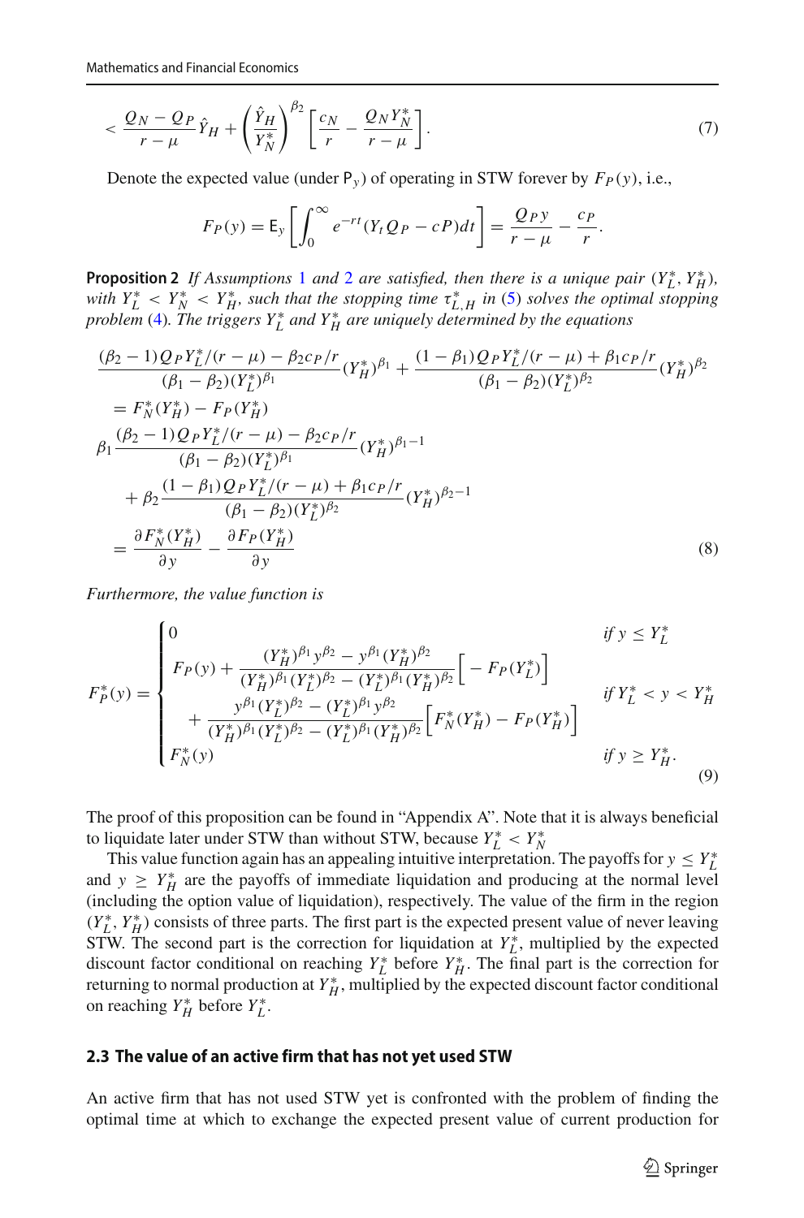$$
< \frac{Q_N - Q_P}{r-\mu}\hat{Y}_H + \left(\frac{\hat{Y}_H}{Y_N^*}\right)^{\beta_2}\left[\frac{c_N}{r} - \frac{Q_N Y_N^*}{r-\mu}\right]. \tag{7}
$$

Denote the expected value (under $\mathsf{P}_y$) of operating in STW forever by $F_P(y)$, i.e.,

$$
F_P(y) = \mathsf{E}_y\left[\int_0^\infty e^{-rt}(Y_t Q_P - cP)dt\right] = \frac{Q_P y}{r-\mu} - \frac{c_P}{r}.
$$

**Proposition 2** *If Assumptions 1 and 2 are satisfied, then there is a unique pair $(Y_L^*, Y_H^*)$, with $Y_L^* < Y_N^* < Y_H^*$, such that the stopping time $\tau_{L,H}^*$ in (5) solves the optimal stopping problem (4). The triggers $Y_L^*$ and $Y_H^*$ are uniquely determined by the equations*

$$
\begin{aligned}
&\frac{(\beta_2 - 1)Q_P Y_L^*/(r-\mu) - \beta_2 c_P/r}{(\beta_1 - \beta_2)(Y_L^*)^{\beta_1}}(Y_H^*)^{\beta_1} + \frac{(1-\beta_1)Q_P Y_L^*/(r-\mu) + \beta_1 c_P/r}{(\beta_1 - \beta_2)(Y_L^*)^{\beta_2}}(Y_H^*)^{\beta_2} \\
&= F_N^*(Y_H^*) - F_P(Y_H^*) \\
&\beta_1 \frac{(\beta_2 - 1)Q_P Y_L^*/(r-\mu) - \beta_2 c_P/r}{(\beta_1 - \beta_2)(Y_L^*)^{\beta_1}}(Y_H^*)^{\beta_1 - 1} \\
&\quad + \beta_2 \frac{(1-\beta_1)Q_P Y_L^*/(r-\mu) + \beta_1 c_P/r}{(\beta_1 - \beta_2)(Y_L^*)^{\beta_2}}(Y_H^*)^{\beta_2 - 1} \\
&= \frac{\partial F_N^*(Y_H^*)}{\partial y} - \frac{\partial F_P(Y_H^*)}{\partial y}
\end{aligned} \tag{8}
$$

*Furthermore, the value function is*

$$
F_P^*(y) = \begin{cases}
0 & \text{if } y \le Y_L^* \\
F_P(y) + \dfrac{(Y_H^*)^{\beta_1} y^{\beta_2} - y^{\beta_1}(Y_H^*)^{\beta_2}}{(Y_H^*)^{\beta_1}(Y_L^*)^{\beta_2} - (Y_L^*)^{\beta_1}(Y_H^*)^{\beta_2}}\Big[-F_P(Y_L^*)\Big] & \\
\quad + \dfrac{y^{\beta_1}(Y_L^*)^{\beta_2} - (Y_L^*)^{\beta_1} y^{\beta_2}}{(Y_H^*)^{\beta_1}(Y_L^*)^{\beta_2} - (Y_L^*)^{\beta_1}(Y_H^*)^{\beta_2}}\Big[F_N^*(Y_H^*) - F_P(Y_H^*)\Big] & \text{if } Y_L^* < y < Y_H^* \\
F_N^*(y) & \text{if } y \ge Y_H^*.
\end{cases} \tag{9}
$$

The proof of this proposition can be found in "Appendix A". Note that it is always beneficial to liquidate later under STW than without STW, because $Y_L^* < Y_N^*$

This value function again has an appealing intuitive interpretation. The payoffs for $y \le Y_L^*$ and $y \ge Y_H^*$ are the payoffs of immediate liquidation and producing at the normal level (including the option value of liquidation), respectively. The value of the firm in the region $(Y_L^*, Y_H^*)$ consists of three parts. The first part is the expected present value of never leaving STW. The second part is the correction for liquidation at $Y_L^*$, multiplied by the expected discount factor conditional on reaching $Y_L^*$ before $Y_H^*$. The final part is the correction for returning to normal production at $Y_H^*$, multiplied by the expected discount factor conditional on reaching $Y_H^*$ before $Y_L^*$.

### 2.3 The value of an active firm that has not yet used STW

An active firm that has not used STW yet is confronted with the problem of finding the optimal time at which to exchange the expected present value of current production for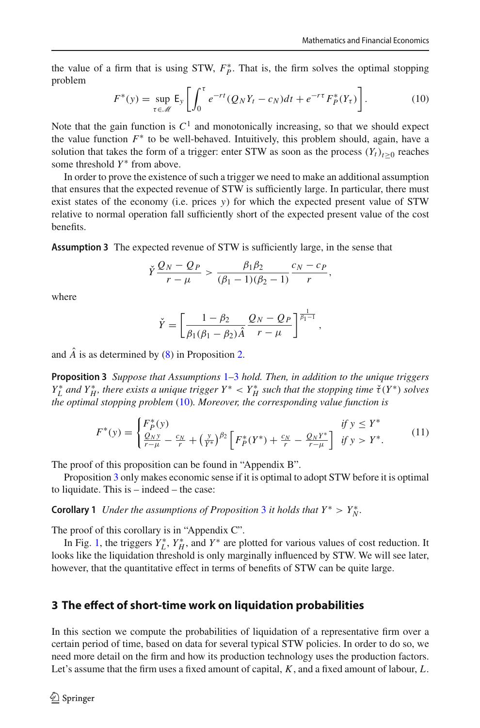the value of a firm that is using STW, $F_P^*$. That is, the firm solves the optimal stopping problem

$$F^*(y) = \sup_{\tau \in \mathscr{M}} \mathsf{E}_y \left[ \int_0^\tau e^{-rt}(Q_N Y_t - c_N)dt + e^{-r\tau} F_P^*(Y_\tau) \right]. \tag{10}$$

Note that the gain function is $C^1$ and monotonically increasing, so that we should expect the value function $F^*$ to be well-behaved. Intuitively, this problem should, again, have a solution that takes the form of a trigger: enter STW as soon as the process $(Y_t)_{t \geq 0}$ reaches some threshold $Y^*$ from above.

In order to prove the existence of such a trigger we need to make an additional assumption that ensures that the expected revenue of STW is sufficiently large. In particular, there must exist states of the economy (i.e. prices $y$) for which the expected present value of STW relative to normal operation fall sufficiently short of the expected present value of the cost benefits.

**Assumption 3** The expected revenue of STW is sufficiently large, in the sense that

$$\check{Y} \frac{Q_N - Q_P}{r - \mu} > \frac{\beta_1 \beta_2}{(\beta_1 - 1)(\beta_2 - 1)} \frac{c_N - c_P}{r},$$

where

$$\check{Y} = \left[ \frac{1 - \beta_2}{\beta_1(\beta_1 - \beta_2)\hat{A}} \frac{Q_N - Q_P}{r - \mu} \right]^{\frac{1}{\beta_1 - 1}},$$

and $\hat{A}$ is as determined by (8) in Proposition 2.

**Proposition 3** *Suppose that Assumptions 1–3 hold. Then, in addition to the unique triggers $Y_L^*$ and $Y_H^*$, there exists a unique trigger $Y^* < Y_H^*$ such that the stopping time $\check{\tau}(Y^*)$ solves the optimal stopping problem (10). Moreover, the corresponding value function is*

$$F^*(y) = \begin{cases} F_P^*(y) & \text{if } y \leq Y^* \\ \frac{Q_N y}{r - \mu} - \frac{c_N}{r} + \left(\frac{y}{Y^*}\right)^{\beta_2} \left[ F_P^*(Y^*) + \frac{c_N}{r} - \frac{Q_N Y^*}{r - \mu} \right] & \text{if } y > Y^*. \end{cases} \tag{11}$$

The proof of this proposition can be found in "Appendix B".

Proposition 3 only makes economic sense if it is optimal to adopt STW before it is optimal to liquidate. This is – indeed – the case:

**Corollary 1** *Under the assumptions of Proposition 3 it holds that $Y^* > Y_N^*$.*

The proof of this corollary is in "Appendix C".

In Fig. 1, the triggers $Y_L^*$, $Y_H^*$, and $Y^*$ are plotted for various values of cost reduction. It looks like the liquidation threshold is only marginally influenced by STW. We will see later, however, that the quantitative effect in terms of benefits of STW can be quite large.

## 3 The effect of short-time work on liquidation probabilities

In this section we compute the probabilities of liquidation of a representative firm over a certain period of time, based on data for several typical STW policies. In order to do so, we need more detail on the firm and how its production technology uses the production factors. Let's assume that the firm uses a fixed amount of capital, $K$, and a fixed amount of labour, $L$.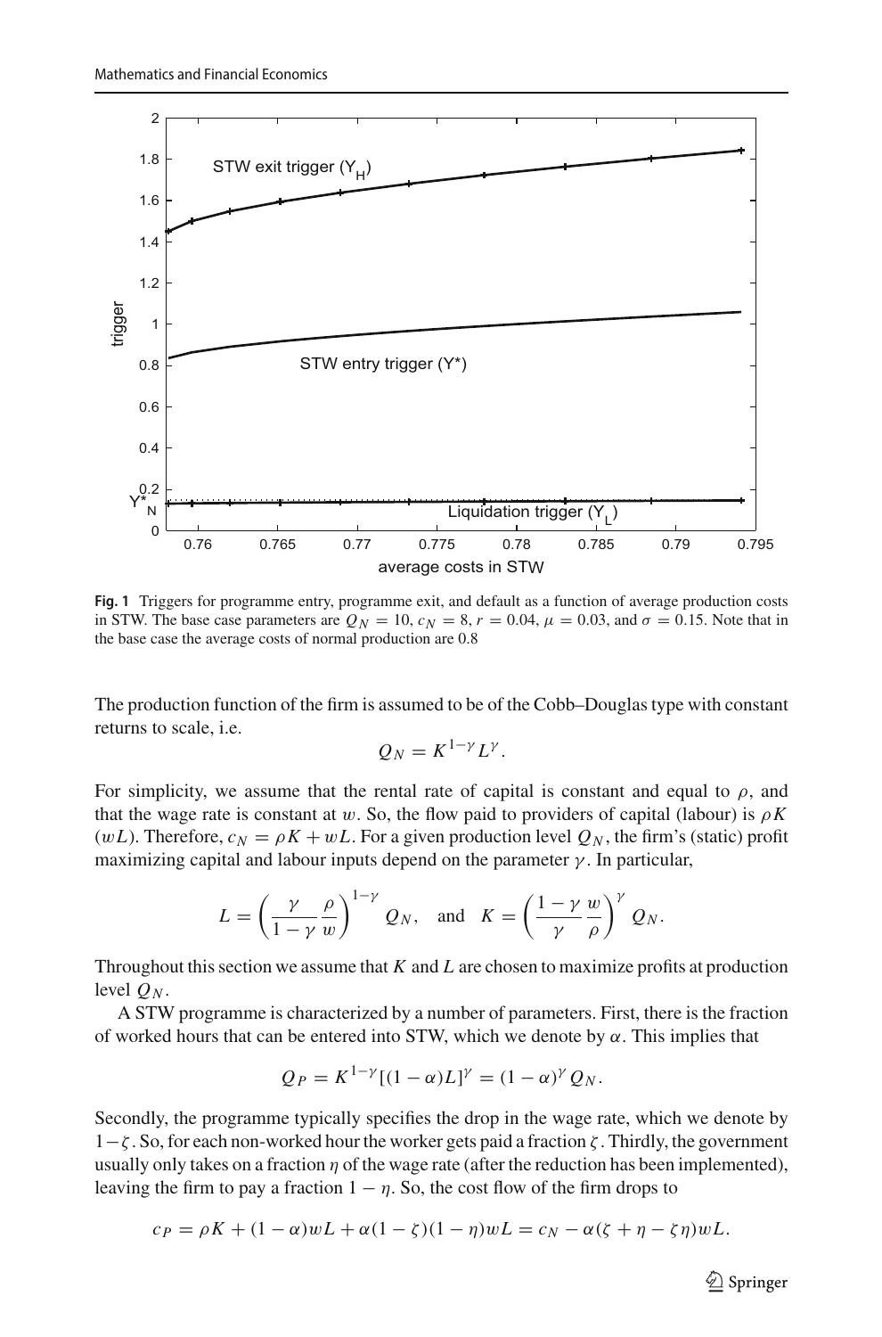**Fig. 1** Triggers for programme entry, programme exit, and default as a function of average production costs in STW. The base case parameters are $Q_N = 10$, $c_N = 8$, $r = 0.04$, $\mu = 0.03$, and $\sigma = 0.15$. Note that in the base case the average costs of normal production are 0.8

The production function of the firm is assumed to be of the Cobb–Douglas type with constant returns to scale, i.e.

$$Q_N = K^{1-\gamma} L^{\gamma}.$$

For simplicity, we assume that the rental rate of capital is constant and equal to $\rho$, and that the wage rate is constant at $w$. So, the flow paid to providers of capital (labour) is $\rho K$ ($wL$). Therefore, $c_N = \rho K + wL$. For a given production level $Q_N$, the firm's (static) profit maximizing capital and labour inputs depend on the parameter $\gamma$. In particular,

$$L = \left(\frac{\gamma}{1-\gamma}\frac{\rho}{w}\right)^{1-\gamma} Q_N, \quad \text{and} \quad K = \left(\frac{1-\gamma}{\gamma}\frac{w}{\rho}\right)^{\gamma} Q_N.$$

Throughout this section we assume that $K$ and $L$ are chosen to maximize profits at production level $Q_N$.

A STW programme is characterized by a number of parameters. First, there is the fraction of worked hours that can be entered into STW, which we denote by $\alpha$. This implies that

$$Q_P = K^{1-\gamma}[(1-\alpha)L]^{\gamma} = (1-\alpha)^{\gamma} Q_N.$$

Secondly, the programme typically specifies the drop in the wage rate, which we denote by $1-\zeta$. So, for each non-worked hour the worker gets paid a fraction $\zeta$. Thirdly, the government usually only takes on a fraction $\eta$ of the wage rate (after the reduction has been implemented), leaving the firm to pay a fraction $1-\eta$. So, the cost flow of the firm drops to

$$c_P = \rho K + (1-\alpha)wL + \alpha(1-\zeta)(1-\eta)wL = c_N - \alpha(\zeta + \eta - \zeta\eta)wL.$$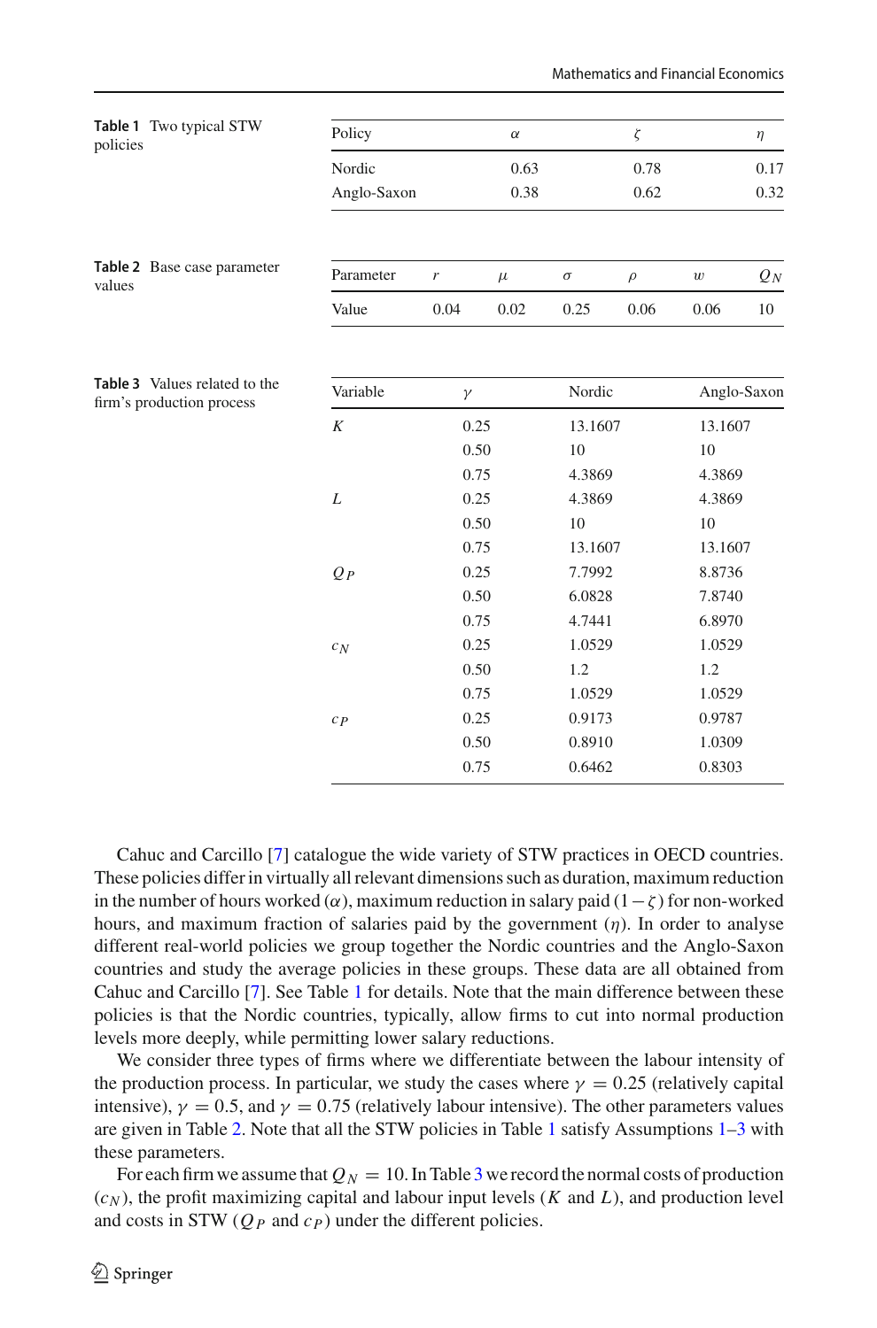**Table 1** Two typical STW policies

| Policy | $\alpha$ | $\zeta$ | $\eta$ |
|---|---|---|---|
| Nordic | 0.63 | 0.78 | 0.17 |
| Anglo-Saxon | 0.38 | 0.62 | 0.32 |

**Table 2** Base case parameter values

| Parameter | $r$ | $\mu$ | $\sigma$ | $\rho$ | $w$ | $Q_N$ |
|---|---|---|---|---|---|---|
| Value | 0.04 | 0.02 | 0.25 | 0.06 | 0.06 | 10 |

**Table 3** Values related to the firm's production process

| Variable | $\gamma$ | Nordic | Anglo-Saxon |
|---|---|---|---|
| $K$ | 0.25 | 13.1607 | 13.1607 |
| | 0.50 | 10 | 10 |
| | 0.75 | 4.3869 | 4.3869 |
| $L$ | 0.25 | 4.3869 | 4.3869 |
| | 0.50 | 10 | 10 |
| | 0.75 | 13.1607 | 13.1607 |
| $Q_P$ | 0.25 | 7.7992 | 8.8736 |
| | 0.50 | 6.0828 | 7.8740 |
| | 0.75 | 4.7441 | 6.8970 |
| $c_N$ | 0.25 | 1.0529 | 1.0529 |
| | 0.50 | 1.2 | 1.2 |
| | 0.75 | 1.0529 | 1.0529 |
| $c_P$ | 0.25 | 0.9173 | 0.9787 |
| | 0.50 | 0.8910 | 1.0309 |
| | 0.75 | 0.6462 | 0.8303 |

Cahuc and Carcillo [7] catalogue the wide variety of STW practices in OECD countries. These policies differ in virtually all relevant dimensions such as duration, maximum reduction in the number of hours worked ($\alpha$), maximum reduction in salary paid ($1-\zeta$) for non-worked hours, and maximum fraction of salaries paid by the government ($\eta$). In order to analyse different real-world policies we group together the Nordic countries and the Anglo-Saxon countries and study the average policies in these groups. These data are all obtained from Cahuc and Carcillo [7]. See Table 1 for details. Note that the main difference between these policies is that the Nordic countries, typically, allow firms to cut into normal production levels more deeply, while permitting lower salary reductions.

We consider three types of firms where we differentiate between the labour intensity of the production process. In particular, we study the cases where $\gamma = 0.25$ (relatively capital intensive), $\gamma = 0.5$, and $\gamma = 0.75$ (relatively labour intensive). The other parameters values are given in Table 2. Note that all the STW policies in Table 1 satisfy Assumptions 1–3 with these parameters.

For each firm we assume that $Q_N = 10$. In Table 3 we record the normal costs of production ($c_N$), the profit maximizing capital and labour input levels ($K$ and $L$), and production level and costs in STW ($Q_P$ and $c_P$) under the different policies.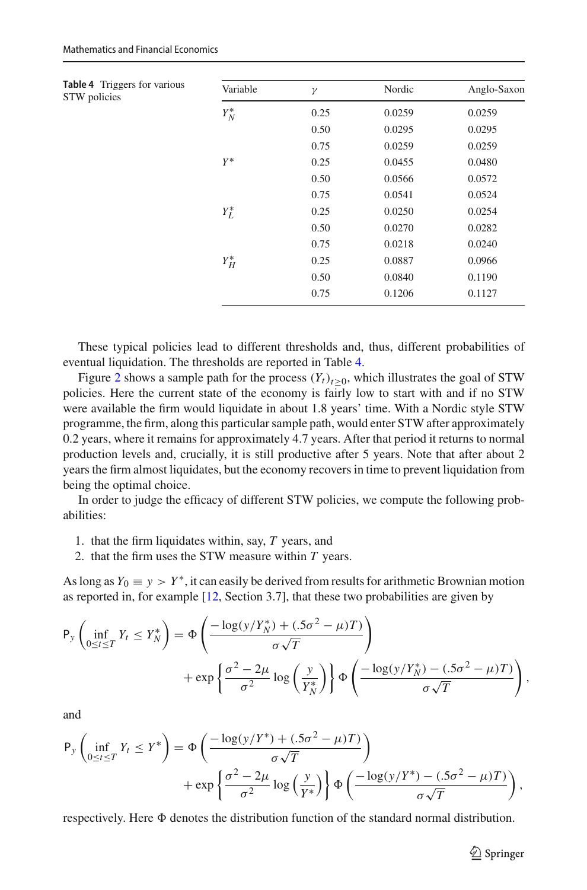**Table 4** Triggers for various STW policies

| Variable | $\gamma$ | Nordic | Anglo-Saxon |
|---|---|---|---|
| $Y_N^*$ | 0.25 | 0.0259 | 0.0259 |
| | 0.50 | 0.0295 | 0.0295 |
| | 0.75 | 0.0259 | 0.0259 |
| $Y^*$ | 0.25 | 0.0455 | 0.0480 |
| | 0.50 | 0.0566 | 0.0572 |
| | 0.75 | 0.0541 | 0.0524 |
| $Y_L^*$ | 0.25 | 0.0250 | 0.0254 |
| | 0.50 | 0.0270 | 0.0282 |
| | 0.75 | 0.0218 | 0.0240 |
| $Y_H^*$ | 0.25 | 0.0887 | 0.0966 |
| | 0.50 | 0.0840 | 0.1190 |
| | 0.75 | 0.1206 | 0.1127 |

These typical policies lead to different thresholds and, thus, different probabilities of eventual liquidation. The thresholds are reported in Table 4.

Figure 2 shows a sample path for the process $(Y_t)_{t\geq 0}$, which illustrates the goal of STW policies. Here the current state of the economy is fairly low to start with and if no STW were available the firm would liquidate in about 1.8 years' time. With a Nordic style STW programme, the firm, along this particular sample path, would enter STW after approximately 0.2 years, where it remains for approximately 4.7 years. After that period it returns to normal production levels and, crucially, it is still productive after 5 years. Note that after about 2 years the firm almost liquidates, but the economy recovers in time to prevent liquidation from being the optimal choice.

In order to judge the efficacy of different STW policies, we compute the following probabilities:

1. that the firm liquidates within, say, $T$ years, and
2. that the firm uses the STW measure within $T$ years.

As long as $Y_0 \equiv y > Y^*$, it can easily be derived from results for arithmetic Brownian motion as reported in, for example [12, Section 3.7], that these two probabilities are given by

$$\mathsf{P}_y\left(\inf_{0\leq t\leq T} Y_t \leq Y_N^*\right) = \Phi\left(\frac{-\log(y/Y_N^*) + (.5\sigma^2 - \mu)T)}{\sigma\sqrt{T}}\right) + \exp\left\{\frac{\sigma^2 - 2\mu}{\sigma^2}\log\left(\frac{y}{Y_N^*}\right)\right\}\Phi\left(\frac{-\log(y/Y_N^*) - (.5\sigma^2 - \mu)T)}{\sigma\sqrt{T}}\right),$$

and

$$\mathsf{P}_y\left(\inf_{0\leq t\leq T} Y_t \leq Y^*\right) = \Phi\left(\frac{-\log(y/Y^*) + (.5\sigma^2 - \mu)T)}{\sigma\sqrt{T}}\right) + \exp\left\{\frac{\sigma^2 - 2\mu}{\sigma^2}\log\left(\frac{y}{Y^*}\right)\right\}\Phi\left(\frac{-\log(y/Y^*) - (.5\sigma^2 - \mu)T)}{\sigma\sqrt{T}}\right),$$

respectively. Here $\Phi$ denotes the distribution function of the standard normal distribution.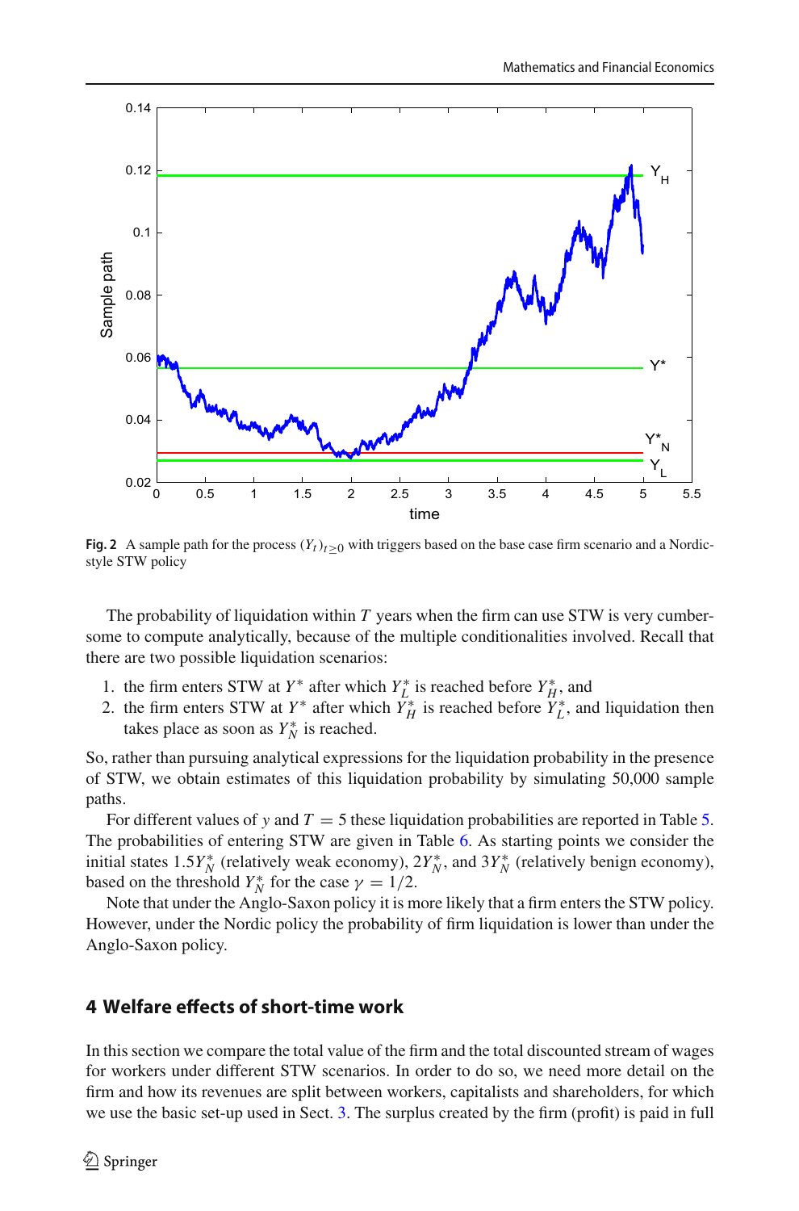**Fig. 2** A sample path for the process $(Y_t)_{t\geq 0}$ with triggers based on the base case firm scenario and a Nordic-style STW policy

The probability of liquidation within $T$ years when the firm can use STW is very cumbersome to compute analytically, because of the multiple conditionalities involved. Recall that there are two possible liquidation scenarios:

1. the firm enters STW at $Y^*$ after which $Y_L^*$ is reached before $Y_H^*$, and
2. the firm enters STW at $Y^*$ after which $Y_H^*$ is reached before $Y_L^*$, and liquidation then takes place as soon as $Y_N^*$ is reached.

So, rather than pursuing analytical expressions for the liquidation probability in the presence of STW, we obtain estimates of this liquidation probability by simulating 50,000 sample paths.

For different values of $y$ and $T = 5$ these liquidation probabilities are reported in Table 5. The probabilities of entering STW are given in Table 6. As starting points we consider the initial states $1.5Y_N^*$ (relatively weak economy), $2Y_N^*$, and $3Y_N^*$ (relatively benign economy), based on the threshold $Y_N^*$ for the case $\gamma = 1/2$.

Note that under the Anglo-Saxon policy it is more likely that a firm enters the STW policy. However, under the Nordic policy the probability of firm liquidation is lower than under the Anglo-Saxon policy.

## 4 Welfare effects of short-time work

In this section we compare the total value of the firm and the total discounted stream of wages for workers under different STW scenarios. In order to do so, we need more detail on the firm and how its revenues are split between workers, capitalists and shareholders, for which we use the basic set-up used in Sect. 3. The surplus created by the firm (profit) is paid in full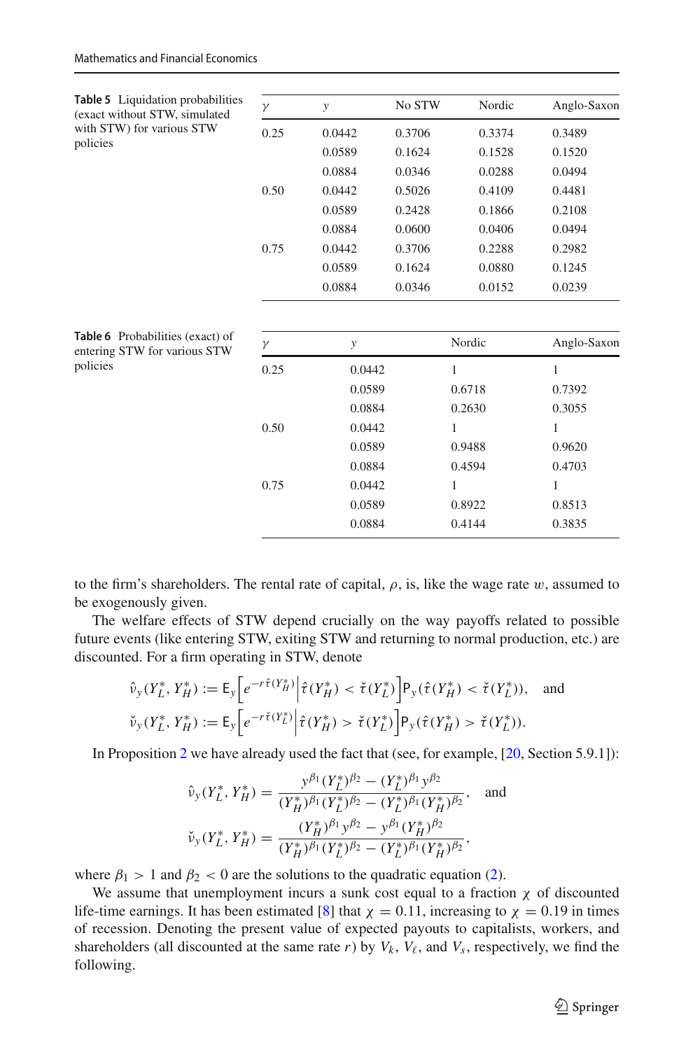**Table 5** Liquidation probabilities (exact without STW, simulated with STW) for various STW policies

| $\gamma$ | $y$ | No STW | Nordic | Anglo-Saxon |
|---|---|---|---|---|
| 0.25 | 0.0442 | 0.3706 | 0.3374 | 0.3489 |
| | 0.0589 | 0.1624 | 0.1528 | 0.1520 |
| | 0.0884 | 0.0346 | 0.0288 | 0.0494 |
| 0.50 | 0.0442 | 0.5026 | 0.4109 | 0.4481 |
| | 0.0589 | 0.2428 | 0.1866 | 0.2108 |
| | 0.0884 | 0.0600 | 0.0406 | 0.0494 |
| 0.75 | 0.0442 | 0.3706 | 0.2288 | 0.2982 |
| | 0.0589 | 0.1624 | 0.0880 | 0.1245 |
| | 0.0884 | 0.0346 | 0.0152 | 0.0239 |

**Table 6** Probabilities (exact) of entering STW for various STW policies

| $\gamma$ | $y$ | Nordic | Anglo-Saxon |
|---|---|---|---|
| 0.25 | 0.0442 | 1 | 1 |
| | 0.0589 | 0.6718 | 0.7392 |
| | 0.0884 | 0.2630 | 0.3055 |
| 0.50 | 0.0442 | 1 | 1 |
| | 0.0589 | 0.9488 | 0.9620 |
| | 0.0884 | 0.4594 | 0.4703 |
| 0.75 | 0.0442 | 1 | 1 |
| | 0.0589 | 0.8922 | 0.8513 |
| | 0.0884 | 0.4144 | 0.3835 |

to the firm's shareholders. The rental rate of capital, $\rho$, is, like the wage rate $w$, assumed to be exogenously given.

The welfare effects of STW depend crucially on the way payoffs related to possible future events (like entering STW, exiting STW and returning to normal production, etc.) are discounted. For a firm operating in STW, denote

$$\hat{\nu}_y(Y_L^*, Y_H^*) := \mathsf{E}_y\Big[e^{-r\hat{\tau}(Y_H^*)}\Big|\hat{\tau}(Y_H^*) < \check{\tau}(Y_L^*)\Big]\mathsf{P}_y(\hat{\tau}(Y_H^*) < \check{\tau}(Y_L^*)), \quad \text{and}$$
$$\check{\nu}_y(Y_L^*, Y_H^*) := \mathsf{E}_y\Big[e^{-r\check{\tau}(Y_L^*)}\Big|\hat{\tau}(Y_H^*) > \check{\tau}(Y_L^*)\Big]\mathsf{P}_y(\hat{\tau}(Y_H^*) > \check{\tau}(Y_L^*)).$$

In Proposition 2 we have already used the fact that (see, for example, [20, Section 5.9.1]):

$$\hat{\nu}_y(Y_L^*, Y_H^*) = \frac{y^{\beta_1}(Y_L^*)^{\beta_2} - (Y_L^*)^{\beta_1}y^{\beta_2}}{(Y_H^*)^{\beta_1}(Y_L^*)^{\beta_2} - (Y_L^*)^{\beta_1}(Y_H^*)^{\beta_2}}, \quad \text{and}$$
$$\check{\nu}_y(Y_L^*, Y_H^*) = \frac{(Y_H^*)^{\beta_1}y^{\beta_2} - y^{\beta_1}(Y_H^*)^{\beta_2}}{(Y_H^*)^{\beta_1}(Y_L^*)^{\beta_2} - (Y_L^*)^{\beta_1}(Y_H^*)^{\beta_2}},$$

where $\beta_1 > 1$ and $\beta_2 < 0$ are the solutions to the quadratic equation (2).

We assume that unemployment incurs a sunk cost equal to a fraction $\chi$ of discounted life-time earnings. It has been estimated [8] that $\chi = 0.11$, increasing to $\chi = 0.19$ in times of recession. Denoting the present value of expected payouts to capitalists, workers, and shareholders (all discounted at the same rate $r$) by $V_k$, $V_\ell$, and $V_s$, respectively, we find the following.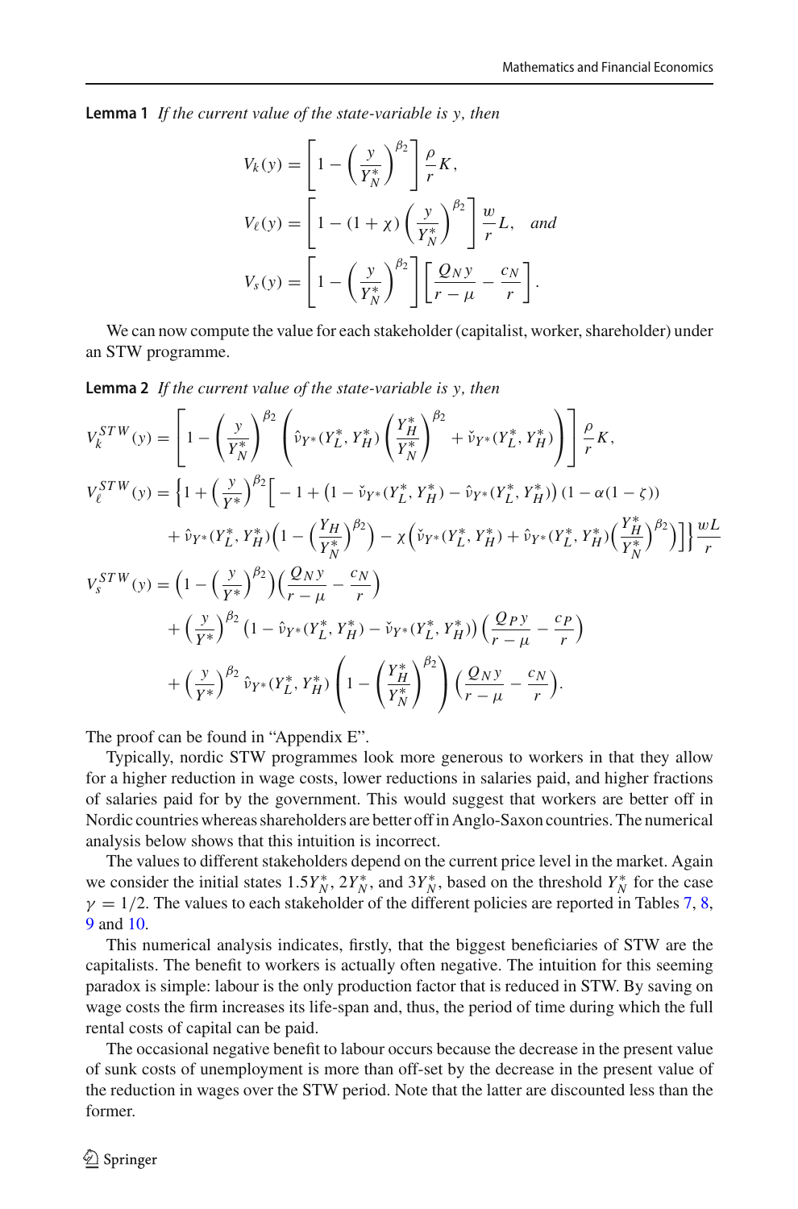**Lemma 1** *If the current value of the state-variable is y, then*

$$V_k(y) = \left[1 - \left(\frac{y}{Y_N^*}\right)^{\beta_2}\right] \frac{\rho}{r} K,$$

$$V_\ell(y) = \left[1 - (1+\chi)\left(\frac{y}{Y_N^*}\right)^{\beta_2}\right] \frac{w}{r} L, \quad \textit{and}$$

$$V_s(y) = \left[1 - \left(\frac{y}{Y_N^*}\right)^{\beta_2}\right] \left[\frac{Q_N y}{r-\mu} - \frac{c_N}{r}\right].$$

We can now compute the value for each stakeholder (capitalist, worker, shareholder) under an STW programme.

**Lemma 2** *If the current value of the state-variable is y, then*

$$V_k^{STW}(y) = \left[1 - \left(\frac{y}{Y_N^*}\right)^{\beta_2} \left(\hat{\nu}_{Y^*}(Y_L^*, Y_H^*) \left(\frac{Y_H^*}{Y_N^*}\right)^{\beta_2} + \check{\nu}_{Y^*}(Y_L^*, Y_H^*)\right)\right] \frac{\rho}{r} K,$$

$$\begin{aligned}
V_\ell^{STW}(y) = \Big\{1 + \Big(\frac{y}{Y^*}\Big)^{\beta_2}\Big[ -1 + \big(1 - \check{\nu}_{Y^*}(Y_L^*, Y_H^*) - \hat{\nu}_{Y^*}(Y_L^*, Y_H^*)\big)\,(1 - \alpha(1-\zeta)) \\
+ \hat{\nu}_{Y^*}(Y_L^*, Y_H^*)\Big(1 - \Big(\frac{Y_H}{Y_N^*}\Big)^{\beta_2}\Big) - \chi\Big(\check{\nu}_{Y^*}(Y_L^*, Y_H^*) + \hat{\nu}_{Y^*}(Y_L^*, Y_H^*)\Big(\frac{Y_H^*}{Y_N^*}\Big)^{\beta_2}\Big)\Big]\Big\} \frac{wL}{r}
\end{aligned}$$

$$\begin{aligned}
V_s^{STW}(y) = \Big(1 - \Big(\frac{y}{Y^*}\Big)^{\beta_2}\Big)\Big(\frac{Q_N y}{r-\mu} - \frac{c_N}{r}\Big) \\
+ \Big(\frac{y}{Y^*}\Big)^{\beta_2}\big(1 - \hat{\nu}_{Y^*}(Y_L^*, Y_H^*) - \check{\nu}_{Y^*}(Y_L^*, Y_H^*)\big)\Big(\frac{Q_P y}{r-\mu} - \frac{c_P}{r}\Big) \\
+ \Big(\frac{y}{Y^*}\Big)^{\beta_2} \hat{\nu}_{Y^*}(Y_L^*, Y_H^*) \left(1 - \left(\frac{Y_H^*}{Y_N^*}\right)^{\beta_2}\right) \Big(\frac{Q_N y}{r-\mu} - \frac{c_N}{r}\Big).
\end{aligned}$$

The proof can be found in "Appendix E".

Typically, nordic STW programmes look more generous to workers in that they allow for a higher reduction in wage costs, lower reductions in salaries paid, and higher fractions of salaries paid for by the government. This would suggest that workers are better off in Nordic countries whereas shareholders are better off in Anglo-Saxon countries. The numerical analysis below shows that this intuition is incorrect.

The values to different stakeholders depend on the current price level in the market. Again we consider the initial states $1.5Y_N^*$, $2Y_N^*$, and $3Y_N^*$, based on the threshold $Y_N^*$ for the case $\gamma = 1/2$. The values to each stakeholder of the different policies are reported in Tables 7, 8, 9 and 10.

This numerical analysis indicates, firstly, that the biggest beneficiaries of STW are the capitalists. The benefit to workers is actually often negative. The intuition for this seeming paradox is simple: labour is the only production factor that is reduced in STW. By saving on wage costs the firm increases its life-span and, thus, the period of time during which the full rental costs of capital can be paid.

The occasional negative benefit to labour occurs because the decrease in the present value of sunk costs of unemployment is more than off-set by the decrease in the present value of the reduction in wages over the STW period. Note that the latter are discounted less than the former.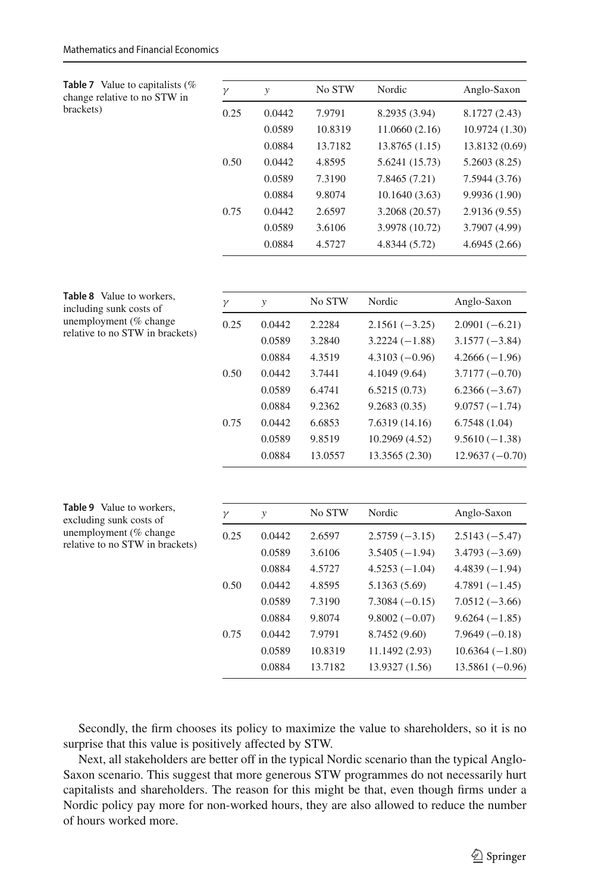**Table 7** Value to capitalists (% change relative to no STW in brackets)

| $\gamma$ | $y$ | No STW | Nordic | Anglo-Saxon |
|---|---|---|---|---|
| 0.25 | 0.0442 | 7.9791 | 8.2935 (3.94) | 8.1727 (2.43) |
| | 0.0589 | 10.8319 | 11.0660 (2.16) | 10.9724 (1.30) |
| | 0.0884 | 13.7182 | 13.8765 (1.15) | 13.8132 (0.69) |
| 0.50 | 0.0442 | 4.8595 | 5.6241 (15.73) | 5.2603 (8.25) |
| | 0.0589 | 7.3190 | 7.8465 (7.21) | 7.5944 (3.76) |
| | 0.0884 | 9.8074 | 10.1640 (3.63) | 9.9936 (1.90) |
| 0.75 | 0.0442 | 2.6597 | 3.2068 (20.57) | 2.9136 (9.55) |
| | 0.0589 | 3.6106 | 3.9978 (10.72) | 3.7907 (4.99) |
| | 0.0884 | 4.5727 | 4.8344 (5.72) | 4.6945 (2.66) |

**Table 8** Value to workers, including sunk costs of unemployment (% change relative to no STW in brackets)

| $\gamma$ | $y$ | No STW | Nordic | Anglo-Saxon |
|---|---|---|---|---|
| 0.25 | 0.0442 | 2.2284 | 2.1561 (−3.25) | 2.0901 (−6.21) |
| | 0.0589 | 3.2840 | 3.2224 (−1.88) | 3.1577 (−3.84) |
| | 0.0884 | 4.3519 | 4.3103 (−0.96) | 4.2666 (−1.96) |
| 0.50 | 0.0442 | 3.7441 | 4.1049 (9.64) | 3.7177 (−0.70) |
| | 0.0589 | 6.4741 | 6.5215 (0.73) | 6.2366 (−3.67) |
| | 0.0884 | 9.2362 | 9.2683 (0.35) | 9.0757 (−1.74) |
| 0.75 | 0.0442 | 6.6853 | 7.6319 (14.16) | 6.7548 (1.04) |
| | 0.0589 | 9.8519 | 10.2969 (4.52) | 9.5610 (−1.38) |
| | 0.0884 | 13.0557 | 13.3565 (2.30) | 12.9637 (−0.70) |

**Table 9** Value to workers, excluding sunk costs of unemployment (% change relative to no STW in brackets)

| $\gamma$ | $y$ | No STW | Nordic | Anglo-Saxon |
|---|---|---|---|---|
| 0.25 | 0.0442 | 2.6597 | 2.5759 (−3.15) | 2.5143 (−5.47) |
| | 0.0589 | 3.6106 | 3.5405 (−1.94) | 3.4793 (−3.69) |
| | 0.0884 | 4.5727 | 4.5253 (−1.04) | 4.4839 (−1.94) |
| 0.50 | 0.0442 | 4.8595 | 5.1363 (5.69) | 4.7891 (−1.45) |
| | 0.0589 | 7.3190 | 7.3084 (−0.15) | 7.0512 (−3.66) |
| | 0.0884 | 9.8074 | 9.8002 (−0.07) | 9.6264 (−1.85) |
| 0.75 | 0.0442 | 7.9791 | 8.7452 (9.60) | 7.9649 (−0.18) |
| | 0.0589 | 10.8319 | 11.1492 (2.93) | 10.6364 (−1.80) |
| | 0.0884 | 13.7182 | 13.9327 (1.56) | 13.5861 (−0.96) |

Secondly, the firm chooses its policy to maximize the value to shareholders, so it is no surprise that this value is positively affected by STW.

Next, all stakeholders are better off in the typical Nordic scenario than the typical Anglo-Saxon scenario. This suggest that more generous STW programmes do not necessarily hurt capitalists and shareholders. The reason for this might be that, even though firms under a Nordic policy pay more for non-worked hours, they are also allowed to reduce the number of hours worked more.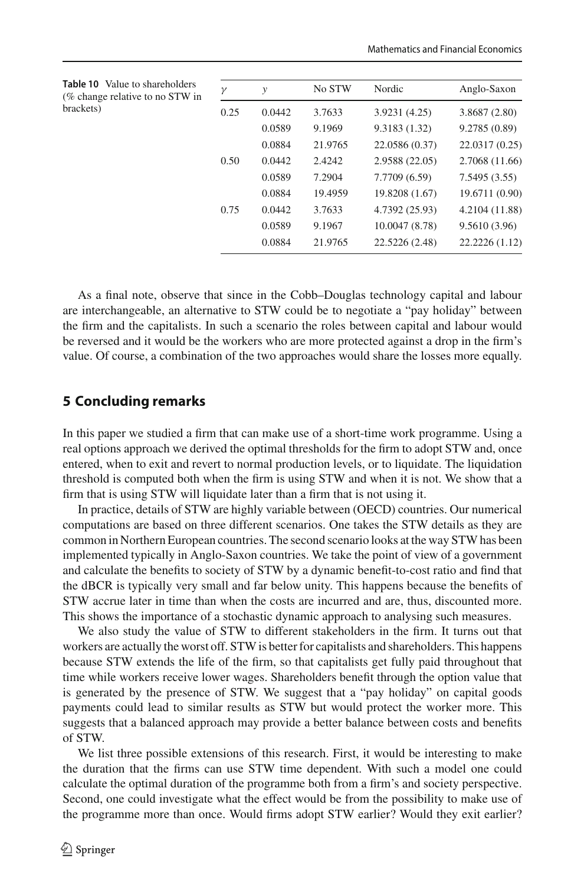**Table 10** Value to shareholders (% change relative to no STW in brackets)

| $\gamma$ | $y$ | No STW | Nordic | Anglo-Saxon |
|---|---|---|---|---|
| 0.25 | 0.0442 | 3.7633 | 3.9231 (4.25) | 3.8687 (2.80) |
| | 0.0589 | 9.1969 | 9.3183 (1.32) | 9.2785 (0.89) |
| | 0.0884 | 21.9765 | 22.0586 (0.37) | 22.0317 (0.25) |
| 0.50 | 0.0442 | 2.4242 | 2.9588 (22.05) | 2.7068 (11.66) |
| | 0.0589 | 7.2904 | 7.7709 (6.59) | 7.5495 (3.55) |
| | 0.0884 | 19.4959 | 19.8208 (1.67) | 19.6711 (0.90) |
| 0.75 | 0.0442 | 3.7633 | 4.7392 (25.93) | 4.2104 (11.88) |
| | 0.0589 | 9.1967 | 10.0047 (8.78) | 9.5610 (3.96) |
| | 0.0884 | 21.9765 | 22.5226 (2.48) | 22.2226 (1.12) |

As a final note, observe that since in the Cobb–Douglas technology capital and labour are interchangeable, an alternative to STW could be to negotiate a "pay holiday" between the firm and the capitalists. In such a scenario the roles between capital and labour would be reversed and it would be the workers who are more protected against a drop in the firm's value. Of course, a combination of the two approaches would share the losses more equally.

## 5 Concluding remarks

In this paper we studied a firm that can make use of a short-time work programme. Using a real options approach we derived the optimal thresholds for the firm to adopt STW and, once entered, when to exit and revert to normal production levels, or to liquidate. The liquidation threshold is computed both when the firm is using STW and when it is not. We show that a firm that is using STW will liquidate later than a firm that is not using it.

In practice, details of STW are highly variable between (OECD) countries. Our numerical computations are based on three different scenarios. One takes the STW details as they are common in Northern European countries. The second scenario looks at the way STW has been implemented typically in Anglo-Saxon countries. We take the point of view of a government and calculate the benefits to society of STW by a dynamic benefit-to-cost ratio and find that the dBCR is typically very small and far below unity. This happens because the benefits of STW accrue later in time than when the costs are incurred and are, thus, discounted more. This shows the importance of a stochastic dynamic approach to analysing such measures.

We also study the value of STW to different stakeholders in the firm. It turns out that workers are actually the worst off. STW is better for capitalists and shareholders. This happens because STW extends the life of the firm, so that capitalists get fully paid throughout that time while workers receive lower wages. Shareholders benefit through the option value that is generated by the presence of STW. We suggest that a "pay holiday" on capital goods payments could lead to similar results as STW but would protect the worker more. This suggests that a balanced approach may provide a better balance between costs and benefits of STW.

We list three possible extensions of this research. First, it would be interesting to make the duration that the firms can use STW time dependent. With such a model one could calculate the optimal duration of the programme both from a firm's and society perspective. Second, one could investigate what the effect would be from the possibility to make use of the programme more than once. Would firms adopt STW earlier? Would they exit earlier?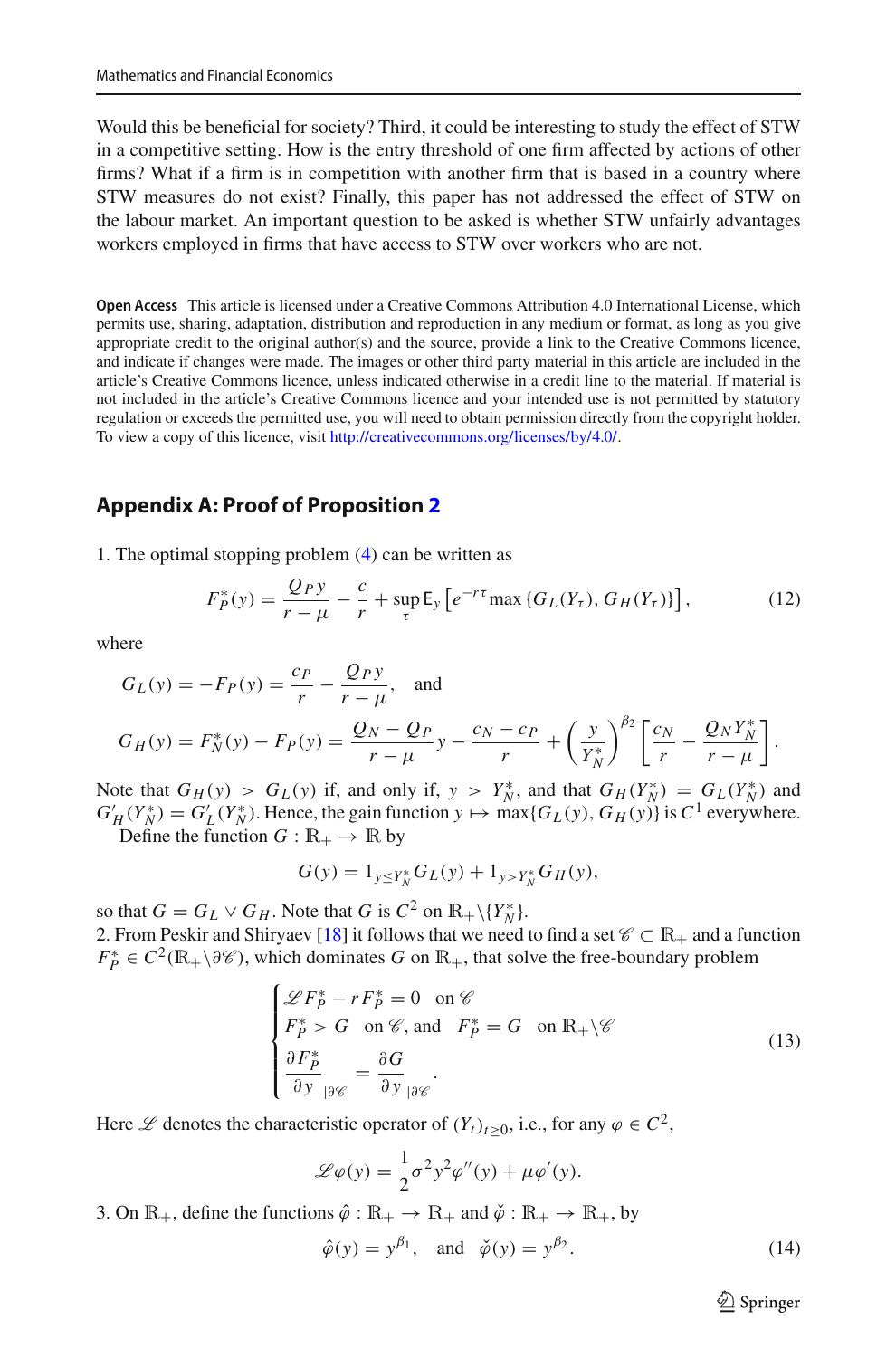Would this be beneficial for society? Third, it could be interesting to study the effect of STW in a competitive setting. How is the entry threshold of one firm affected by actions of other firms? What if a firm is in competition with another firm that is based in a country where STW measures do not exist? Finally, this paper has not addressed the effect of STW on the labour market. An important question to be asked is whether STW unfairly advantages workers employed in firms that have access to STW over workers who are not.

**Open Access** This article is licensed under a Creative Commons Attribution 4.0 International License, which permits use, sharing, adaptation, distribution and reproduction in any medium or format, as long as you give appropriate credit to the original author(s) and the source, provide a link to the Creative Commons licence, and indicate if changes were made. The images or other third party material in this article are included in the article's Creative Commons licence, unless indicated otherwise in a credit line to the material. If material is not included in the article's Creative Commons licence and your intended use is not permitted by statutory regulation or exceeds the permitted use, you will need to obtain permission directly from the copyright holder. To view a copy of this licence, visit http://creativecommons.org/licenses/by/4.0/.

## Appendix A: Proof of Proposition 2

1. The optimal stopping problem (4) can be written as

$$F_P^*(y) = \frac{Q_P\, y}{r-\mu} - \frac{c}{r} + \sup_{\tau} \mathsf{E}_y\left[e^{-r\tau} \max\left\{G_L(Y_\tau), G_H(Y_\tau)\right\}\right], \tag{12}$$

where

$$G_L(y) = -F_P(y) = \frac{c_P}{r} - \frac{Q_P\, y}{r-\mu}, \quad \text{and}$$

$$G_H(y) = F_N^*(y) - F_P(y) = \frac{Q_N - Q_P}{r-\mu} y - \frac{c_N - c_P}{r} + \left(\frac{y}{Y_N^*}\right)^{\beta_2}\left[\frac{c_N}{r} - \frac{Q_N Y_N^*}{r-\mu}\right].$$

Note that $G_H(y) > G_L(y)$ if, and only if, $y > Y_N^*$, and that $G_H(Y_N^*) = G_L(Y_N^*)$ and $G'_H(Y_N^*) = G'_L(Y_N^*)$. Hence, the gain function $y \mapsto \max\{G_L(y), G_H(y)\}$ is $C^1$ everywhere.
Define the function $G : \mathbb{R}_+ \to \mathbb{R}$ by

$$G(y) = 1_{y \le Y_N^*} G_L(y) + 1_{y > Y_N^*} G_H(y),$$

so that $G = G_L \vee G_H$. Note that $G$ is $C^2$ on $\mathbb{R}_+ \backslash \{Y_N^*\}$.
2. From Peskir and Shiryaev [18] it follows that we need to find a set $\mathscr{C} \subset \mathbb{R}_+$ and a function $F_P^* \in C^2(\mathbb{R}_+ \backslash \partial\mathscr{C})$, which dominates $G$ on $\mathbb{R}_+$, that solve the free-boundary problem

$$\begin{cases} \mathscr{L} F_P^* - r F_P^* = 0 & \text{on } \mathscr{C} \\ F_P^* > G \quad \text{on } \mathscr{C}, \text{ and } \quad F_P^* = G & \text{on } \mathbb{R}_+ \backslash \mathscr{C} \\ \left.\dfrac{\partial F_P^*}{\partial y}\right|_{\partial\mathscr{C}} = \left.\dfrac{\partial G}{\partial y}\right|_{\partial\mathscr{C}}. \end{cases} \tag{13}$$

Here $\mathscr{L}$ denotes the characteristic operator of $(Y_t)_{t \ge 0}$, i.e., for any $\varphi \in C^2$,

$$\mathscr{L}\varphi(y) = \frac{1}{2}\sigma^2 y^2 \varphi''(y) + \mu\varphi'(y).$$

3. On $\mathbb{R}_+$, define the functions $\hat{\varphi} : \mathbb{R}_+ \to \mathbb{R}_+$ and $\check{\varphi} : \mathbb{R}_+ \to \mathbb{R}_+$, by

$$\hat{\varphi}(y) = y^{\beta_1}, \quad \text{and} \quad \check{\varphi}(y) = y^{\beta_2}. \tag{14}$$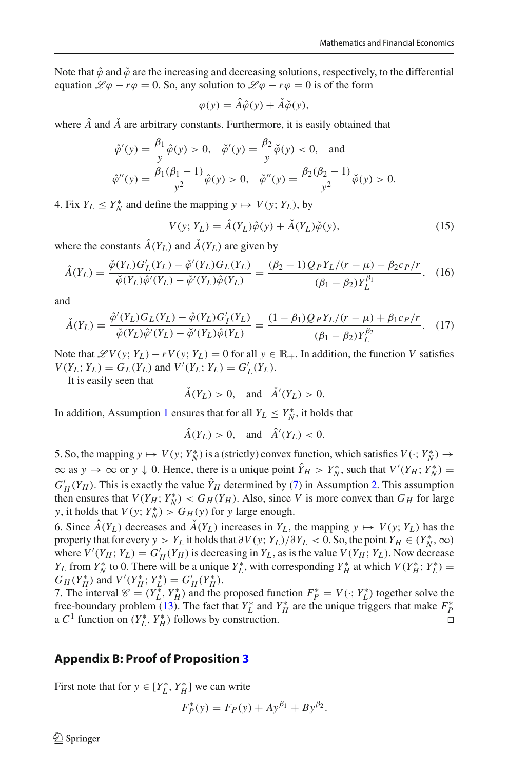Note that $\hat{\varphi}$ and $\check{\varphi}$ are the increasing and decreasing solutions, respectively, to the differential equation $\mathscr{L}\varphi - r\varphi = 0$. So, any solution to $\mathscr{L}\varphi - r\varphi = 0$ is of the form

$$\varphi(y) = \hat{A}\hat{\varphi}(y) + \check{A}\check{\varphi}(y),$$

where $\hat{A}$ and $\check{A}$ are arbitrary constants. Furthermore, it is easily obtained that

$$\hat{\varphi}'(y) = \frac{\beta_1}{y}\hat{\varphi}(y) > 0, \quad \check{\varphi}'(y) = \frac{\beta_2}{y}\check{\varphi}(y) < 0, \quad \text{and}$$
$$\hat{\varphi}''(y) = \frac{\beta_1(\beta_1 - 1)}{y^2}\hat{\varphi}(y) > 0, \quad \check{\varphi}''(y) = \frac{\beta_2(\beta_2 - 1)}{y^2}\check{\varphi}(y) > 0.$$

4. Fix $Y_L \le Y_N^*$ and define the mapping $y \mapsto V(y; Y_L)$, by

$$V(y; Y_L) = \hat{A}(Y_L)\hat{\varphi}(y) + \check{A}(Y_L)\check{\varphi}(y), \tag{15}$$

where the constants $\hat{A}(Y_L)$ and $\check{A}(Y_L)$ are given by

$$\hat{A}(Y_L) = \frac{\check{\varphi}(Y_L)G_L'(Y_L) - \check{\varphi}'(Y_L)G_L(Y_L)}{\check{\varphi}(Y_L)\hat{\varphi}'(Y_L) - \check{\varphi}'(Y_L)\hat{\varphi}(Y_L)} = \frac{(\beta_2 - 1)Q_P Y_L/(r-\mu) - \beta_2 c_P/r}{(\beta_1 - \beta_2)Y_L^{\beta_1}}, \tag{16}$$

and

$$\check{A}(Y_L) = \frac{\hat{\varphi}'(Y_L)G_L(Y_L) - \hat{\varphi}(Y_L)G_I'(Y_L)}{\check{\varphi}(Y_L)\hat{\varphi}'(Y_L) - \check{\varphi}'(Y_L)\hat{\varphi}(Y_L)} = \frac{(1 - \beta_1)Q_P Y_L/(r-\mu) + \beta_1 c_P/r}{(\beta_1 - \beta_2)Y_L^{\beta_2}}. \tag{17}$$

Note that $\mathscr{L}V(y; Y_L) - rV(y; Y_L) = 0$ for all $y \in \mathbb{R}_+$. In addition, the function $V$ satisfies $V(Y_L; Y_L) = G_L(Y_L)$ and $V'(Y_L; Y_L) = G_L'(Y_L)$.

It is easily seen that

$$\check{A}(Y_L) > 0, \quad \text{and} \quad \check{A}'(Y_L) > 0.$$

In addition, Assumption 1 ensures that for all $Y_L \le Y_N^*$, it holds that

$$\hat{A}(Y_L) > 0, \quad \text{and} \quad \hat{A}'(Y_L) < 0.$$

5. So, the mapping $y \mapsto V(y; Y_N^*)$ is a (strictly) convex function, which satisfies $V(\cdot; Y_N^*) \to \infty$ as $y \to \infty$ or $y \downarrow 0$. Hence, there is a unique point $\hat{Y}_H > Y_N^*$, such that $V'(Y_H; Y_N^*) = G_H'(Y_H)$. This is exactly the value $\hat{Y}_H$ determined by (7) in Assumption 2. This assumption then ensures that $V(Y_H; Y_N^*) < G_H(Y_H)$. Also, since $V$ is more convex than $G_H$ for large $y$, it holds that $V(y; Y_N^*) > G_H(y)$ for $y$ large enough.

6. Since $\hat{A}(Y_L)$ decreases and $\check{A}(Y_L)$ increases in $Y_L$, the mapping $y \mapsto V(y; Y_L)$ has the property that for every $y > Y_L$ it holds that $\partial V(y; Y_L)/\partial Y_L < 0$. So, the point $Y_H \in (Y_N^*, \infty)$ where $V'(Y_H; Y_L) = G_H'(Y_H)$ is decreasing in $Y_L$, as is the value $V(Y_H; Y_L)$. Now decrease $Y_L$ from $Y_N^*$ to 0. There will be a unique $Y_L^*$, with corresponding $Y_H^*$ at which $V(Y_H^*; Y_L^*) = G_H(Y_H^*)$ and $V'(Y_H^*; Y_L^*) = G_H'(Y_H^*)$.

7. The interval $\mathscr{C} = (Y_L^*, Y_H^*)$ and the proposed function $F_P^* = V(\cdot; Y_L^*)$ together solve the free-boundary problem (13). The fact that $Y_L^*$ and $Y_H^*$ are the unique triggers that make $F_P^*$ a $C^1$ function on $(Y_L^*, Y_H^*)$ follows by construction. □

## Appendix B: Proof of Proposition 3

First note that for $y \in [Y_L^*, Y_H^*]$ we can write

$$F_P^*(y) = F_P(y) + Ay^{\beta_1} + By^{\beta_2}.$$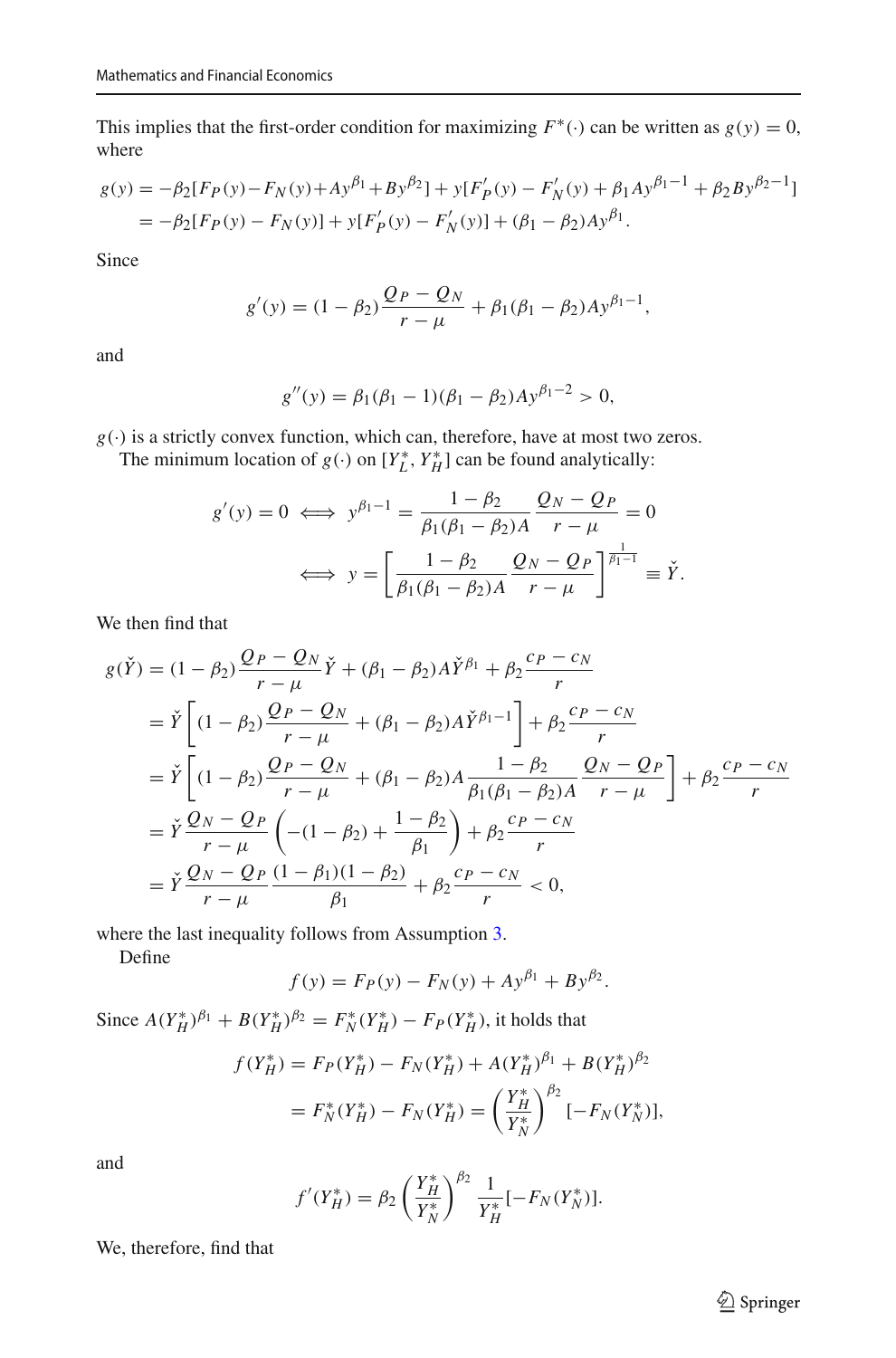This implies that the first-order condition for maximizing $F^*(\cdot)$ can be written as $g(y) = 0$, where

$$
\begin{aligned}
g(y) &= -\beta_2[F_P(y) - F_N(y) + Ay^{\beta_1} + By^{\beta_2}] + y[F'_P(y) - F'_N(y) + \beta_1 Ay^{\beta_1 - 1} + \beta_2 By^{\beta_2 - 1}] \\
&= -\beta_2[F_P(y) - F_N(y)] + y[F'_P(y) - F'_N(y)] + (\beta_1 - \beta_2)Ay^{\beta_1}.
\end{aligned}
$$

Since

$$
g'(y) = (1 - \beta_2)\frac{Q_P - Q_N}{r - \mu} + \beta_1(\beta_1 - \beta_2)Ay^{\beta_1 - 1},
$$

and

$$
g''(y) = \beta_1(\beta_1 - 1)(\beta_1 - \beta_2)Ay^{\beta_1 - 2} > 0,
$$

$g(\cdot)$ is a strictly convex function, which can, therefore, have at most two zeros.

The minimum location of $g(\cdot)$ on $[Y_L^*, Y_H^*]$ can be found analytically:

$$
\begin{aligned}
g'(y) = 0 &\iff y^{\beta_1 - 1} = \frac{1 - \beta_2}{\beta_1(\beta_1 - \beta_2)A}\frac{Q_N - Q_P}{r - \mu} = 0 \\
&\iff y = \left[\frac{1 - \beta_2}{\beta_1(\beta_1 - \beta_2)A}\frac{Q_N - Q_P}{r - \mu}\right]^{\frac{1}{\beta_1 - 1}} \equiv \check{Y}.
\end{aligned}
$$

We then find that

$$
\begin{aligned}
g(\check{Y}) &= (1 - \beta_2)\frac{Q_P - Q_N}{r - \mu}\check{Y} + (\beta_1 - \beta_2)A\check{Y}^{\beta_1} + \beta_2\frac{c_P - c_N}{r} \\
&= \check{Y}\left[(1 - \beta_2)\frac{Q_P - Q_N}{r - \mu} + (\beta_1 - \beta_2)A\check{Y}^{\beta_1 - 1}\right] + \beta_2\frac{c_P - c_N}{r} \\
&= \check{Y}\left[(1 - \beta_2)\frac{Q_P - Q_N}{r - \mu} + (\beta_1 - \beta_2)A\frac{1 - \beta_2}{\beta_1(\beta_1 - \beta_2)A}\frac{Q_N - Q_P}{r - \mu}\right] + \beta_2\frac{c_P - c_N}{r} \\
&= \check{Y}\frac{Q_N - Q_P}{r - \mu}\left(-(1 - \beta_2) + \frac{1 - \beta_2}{\beta_1}\right) + \beta_2\frac{c_P - c_N}{r} \\
&= \check{Y}\frac{Q_N - Q_P}{r - \mu}\frac{(1 - \beta_1)(1 - \beta_2)}{\beta_1} + \beta_2\frac{c_P - c_N}{r} < 0,
\end{aligned}
$$

where the last inequality follows from Assumption 3.

Define

$$
f(y) = F_P(y) - F_N(y) + Ay^{\beta_1} + By^{\beta_2}.
$$

Since $A(Y_H^*)^{\beta_1} + B(Y_H^*)^{\beta_2} = F_N^*(Y_H^*) - F_P(Y_H^*)$, it holds that

$$
\begin{aligned}
f(Y_H^*) &= F_P(Y_H^*) - F_N(Y_H^*) + A(Y_H^*)^{\beta_1} + B(Y_H^*)^{\beta_2} \\
&= F_N^*(Y_H^*) - F_N(Y_H^*) = \left(\frac{Y_H^*}{Y_N^*}\right)^{\beta_2}[-F_N(Y_N^*)],
\end{aligned}
$$

and

$$
f'(Y_H^*) = \beta_2\left(\frac{Y_H^*}{Y_N^*}\right)^{\beta_2}\frac{1}{Y_H^*}[-F_N(Y_N^*)].
$$

We, therefore, find that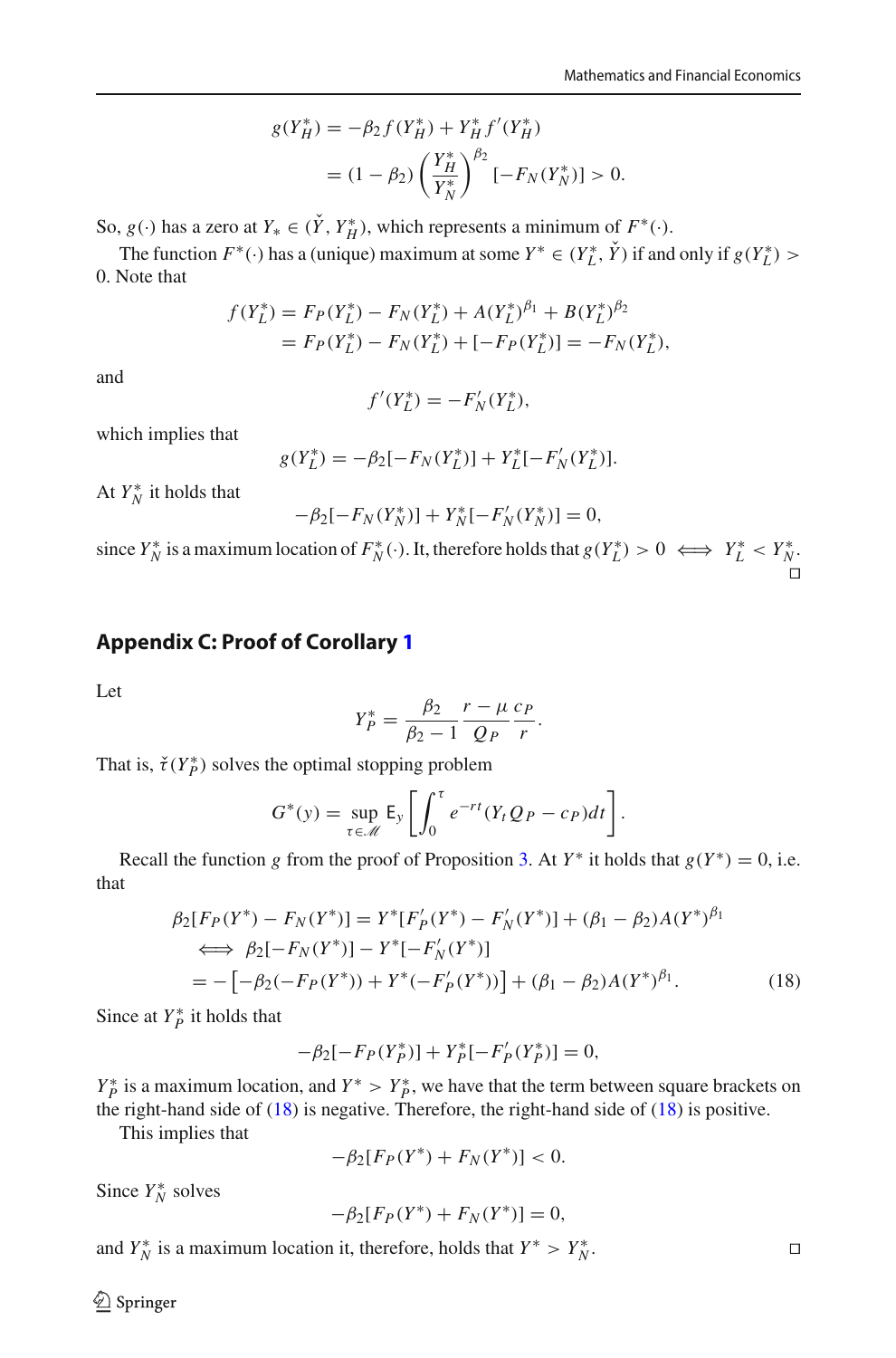$$g(Y_H^*) = -\beta_2 f(Y_H^*) + Y_H^* f'(Y_H^*)$$
$$= (1-\beta_2)\left(\frac{Y_H^*}{Y_N^*}\right)^{\beta_2} [-F_N(Y_N^*)] > 0.$$

So, $g(\cdot)$ has a zero at $Y_* \in (\check{Y}, Y_H^*)$, which represents a minimum of $F^*(\cdot)$.

The function $F^*(\cdot)$ has a (unique) maximum at some $Y^* \in (Y_L^*, \check{Y})$ if and only if $g(Y_L^*) > 0$. Note that

$$f(Y_L^*) = F_P(Y_L^*) - F_N(Y_L^*) + A(Y_L^*)^{\beta_1} + B(Y_L^*)^{\beta_2}$$
$$= F_P(Y_L^*) - F_N(Y_L^*) + [-F_P(Y_L^*)] = -F_N(Y_L^*),$$

and

$$f'(Y_L^*) = -F_N'(Y_L^*),$$

which implies that

$$g(Y_L^*) = -\beta_2[-F_N(Y_L^*)] + Y_L^*[-F_N'(Y_L^*)].$$

At $Y_N^*$ it holds that

$$-\beta_2[-F_N(Y_N^*)] + Y_N^*[-F_N'(Y_N^*)] = 0,$$

since $Y_N^*$ is a maximum location of $F_N^*(\cdot)$. It, therefore holds that $g(Y_L^*) > 0 \iff Y_L^* < Y_N^*$. □

## Appendix C: Proof of Corollary 1

Let

$$Y_P^* = \frac{\beta_2}{\beta_2 - 1}\frac{r-\mu}{Q_P}\frac{c_P}{r}.$$

That is, $\check{\tau}(Y_P^*)$ solves the optimal stopping problem

$$G^*(y) = \sup_{\tau \in \mathscr{M}} \mathsf{E}_y\left[\int_0^\tau e^{-rt}(Y_t Q_P - c_P)dt\right].$$

Recall the function $g$ from the proof of Proposition 3. At $Y^*$ it holds that $g(Y^*) = 0$, i.e. that

$$\begin{aligned}
&\beta_2[F_P(Y^*) - F_N(Y^*)] = Y^*[F_P'(Y^*) - F_N'(Y^*)] + (\beta_1 - \beta_2)A(Y^*)^{\beta_1} \\
&\iff \beta_2[-F_N(Y^*)] - Y^*[-F_N'(Y^*)] \\
&= -\left[-\beta_2(-F_P(Y^*)) + Y^*(-F_P'(Y^*))\right] + (\beta_1 - \beta_2)A(Y^*)^{\beta_1}.
\end{aligned} \tag{18}$$

Since at $Y_P^*$ it holds that

$$-\beta_2[-F_P(Y_P^*)] + Y_P^*[-F_P'(Y_P^*)] = 0,$$

$Y_P^*$ is a maximum location, and $Y^* > Y_P^*$, we have that the term between square brackets on the right-hand side of (18) is negative. Therefore, the right-hand side of (18) is positive.

This implies that

$$-\beta_2[F_P(Y^*) + F_N(Y^*)] < 0.$$

Since $Y_N^*$ solves

$$-\beta_2[F_P(Y^*) + F_N(Y^*)] = 0,$$

and $Y_N^*$ is a maximum location it, therefore, holds that $Y^* > Y_N^*$. □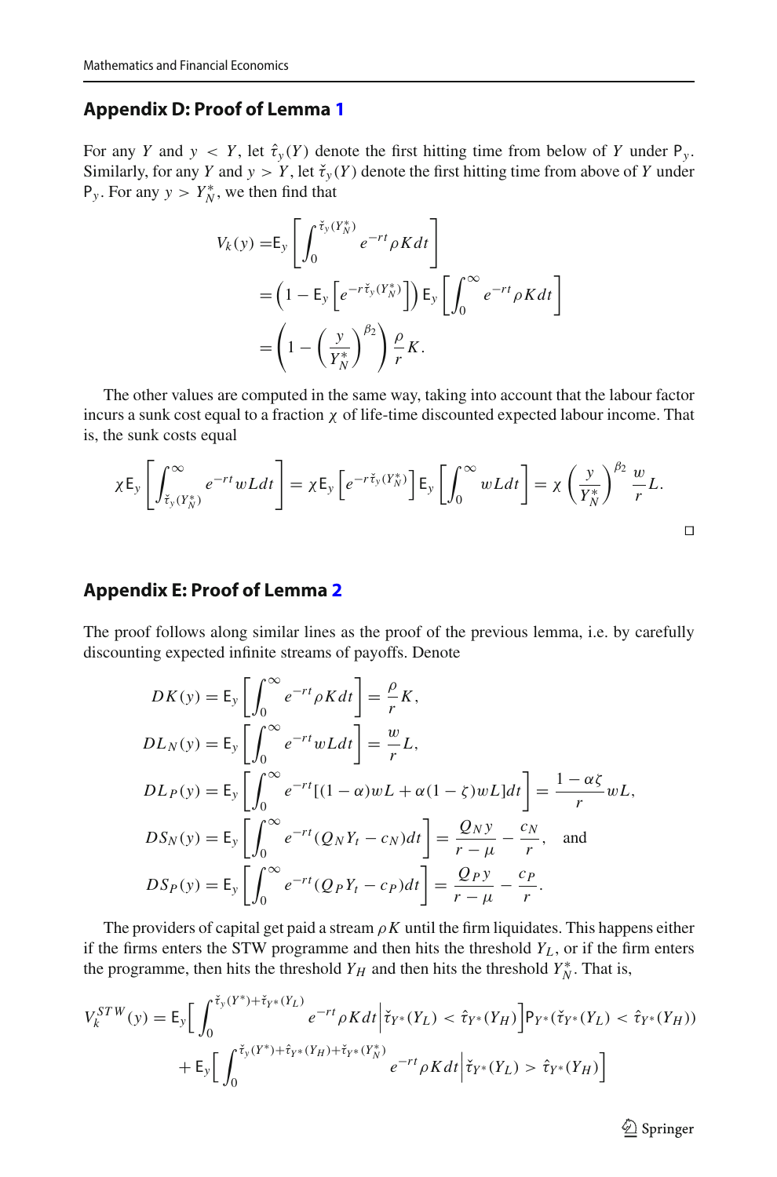## Appendix D: Proof of Lemma 1

For any $Y$ and $y < Y$, let $\hat{\tau}_y(Y)$ denote the first hitting time from below of $Y$ under $\mathsf{P}_y$. Similarly, for any $Y$ and $y > Y$, let $\check{\tau}_y(Y)$ denote the first hitting time from above of $Y$ under $\mathsf{P}_y$. For any $y > Y_N^*$, we then find that

$$
\begin{aligned}
V_k(y) =& \mathsf{E}_y\left[\int_0^{\check{\tau}_y(Y_N^*)} e^{-rt}\rho K dt\right] \\
&= \left(1 - \mathsf{E}_y\left[e^{-r\check{\tau}_y(Y_N^*)}\right]\right)\mathsf{E}_y\left[\int_0^{\infty} e^{-rt}\rho K dt\right] \\
&= \left(1 - \left(\frac{y}{Y_N^*}\right)^{\beta_2}\right)\frac{\rho}{r}K.
\end{aligned}
$$

The other values are computed in the same way, taking into account that the labour factor incurs a sunk cost equal to a fraction $\chi$ of life-time discounted expected labour income. That is, the sunk costs equal

$$
\chi\,\mathsf{E}_y\left[\int_{\check{\tau}_y(Y_N^*)}^{\infty} e^{-rt} wL dt\right] = \chi\,\mathsf{E}_y\left[e^{-r\check{\tau}_y(Y_N^*)}\right]\mathsf{E}_y\left[\int_0^{\infty} wL dt\right] = \chi\left(\frac{y}{Y_N^*}\right)^{\beta_2}\frac{w}{r}L.
$$

□

## Appendix E: Proof of Lemma 2

The proof follows along similar lines as the proof of the previous lemma, i.e. by carefully discounting expected infinite streams of payoffs. Denote

$$
\begin{aligned}
DK(y) &= \mathsf{E}_y\left[\int_0^{\infty} e^{-rt}\rho K dt\right] = \frac{\rho}{r}K, \\
DL_N(y) &= \mathsf{E}_y\left[\int_0^{\infty} e^{-rt} wL dt\right] = \frac{w}{r}L, \\
DL_P(y) &= \mathsf{E}_y\left[\int_0^{\infty} e^{-rt}[(1-\alpha)wL + \alpha(1-\zeta)wL]dt\right] = \frac{1-\alpha\zeta}{r}wL, \\
DS_N(y) &= \mathsf{E}_y\left[\int_0^{\infty} e^{-rt}(Q_N Y_t - c_N)dt\right] = \frac{Q_N y}{r-\mu} - \frac{c_N}{r}, \quad \text{and} \\
DS_P(y) &= \mathsf{E}_y\left[\int_0^{\infty} e^{-rt}(Q_P Y_t - c_P)dt\right] = \frac{Q_P y}{r-\mu} - \frac{c_P}{r}.
\end{aligned}
$$

The providers of capital get paid a stream $\rho K$ until the firm liquidates. This happens either if the firms enters the STW programme and then hits the threshold $Y_L$, or if the firm enters the programme, then hits the threshold $Y_H$ and then hits the threshold $Y_N^*$. That is,

$$
\begin{aligned}
V_k^{STW}(y) = \mathsf{E}_y\Big[&\int_0^{\check{\tau}_y(Y^*)+\check{\tau}_{Y^*}(Y_L)} e^{-rt}\rho K dt \Big| \check{\tau}_{Y^*}(Y_L) < \hat{\tau}_{Y^*}(Y_H)\Big]\mathsf{P}_{Y^*}(\check{\tau}_{Y^*}(Y_L) < \hat{\tau}_{Y^*}(Y_H)) \\
&+ \mathsf{E}_y\Big[\int_0^{\check{\tau}_y(Y^*)+\hat{\tau}_{Y^*}(Y_H)+\check{\tau}_{Y^*}(Y_N^*)} e^{-rt}\rho K dt \Big| \check{\tau}_{Y^*}(Y_L) > \hat{\tau}_{Y^*}(Y_H)\Big]
\end{aligned}
$$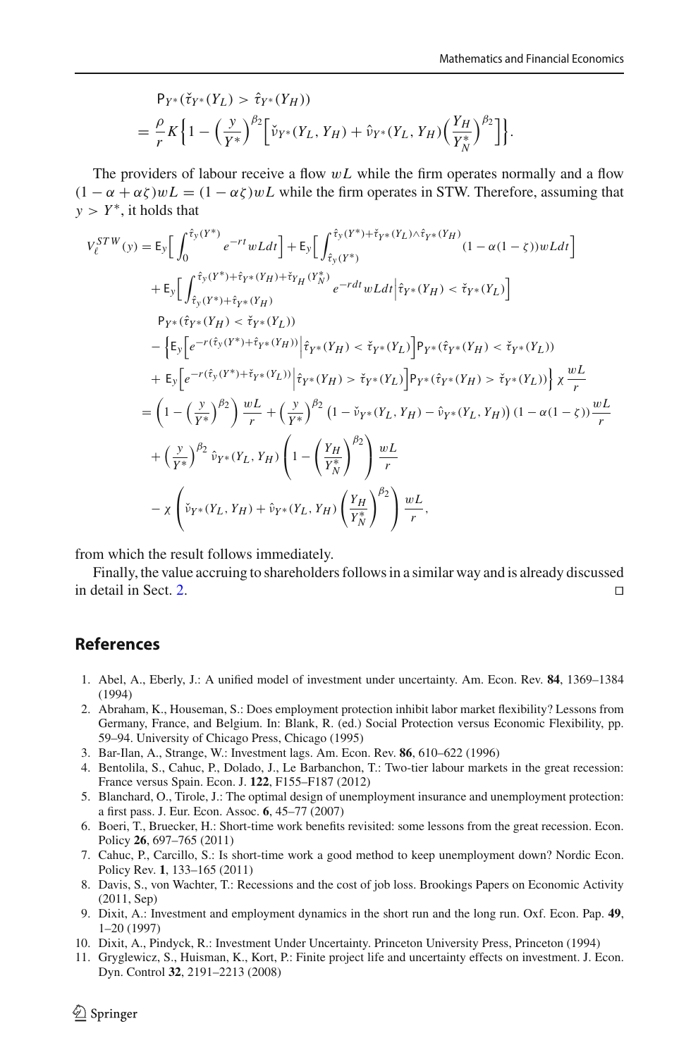$$
\begin{aligned}
&\mathsf{P}_{Y^*}(\check{\tau}_{Y^*}(Y_L) > \hat{\tau}_{Y^*}(Y_H)) \\
&= \frac{\rho}{r} K \Big\{ 1 - \Big(\frac{y}{Y^*}\Big)^{\beta_2} \Big[ \check{\nu}_{Y^*}(Y_L, Y_H) + \hat{\nu}_{Y^*}(Y_L, Y_H) \Big(\frac{Y_H}{Y_N^*}\Big)^{\beta_2} \Big] \Big\}.
\end{aligned}
$$

The providers of labour receive a flow $wL$ while the firm operates normally and a flow $(1-\alpha+\alpha\zeta)wL = (1-\alpha\zeta)wL$ while the firm operates in STW. Therefore, assuming that $y > Y^*$, it holds that

$$
\begin{aligned}
V_\ell^{STW}(y) &= \mathsf{E}_y\Big[ \int_0^{\hat{\tau}_y(Y^*)} e^{-rt} wL dt \Big] + \mathsf{E}_y\Big[ \int_{\hat{\tau}_y(Y^*)}^{\hat{\tau}_y(Y^*)+\check{\tau}_{Y^*}(Y_L)\wedge\hat{\tau}_{Y^*}(Y_H)} (1-\alpha(1-\zeta)) wL dt \Big] \\
&\quad + \mathsf{E}_y\Big[ \int_{\hat{\tau}_y(Y^*)+\hat{\tau}_{Y^*}(Y_H)}^{\hat{\tau}_y(Y^*)+\hat{\tau}_{Y^*}(Y_H)+\check{\tau}_{Y_H}(Y_N^*)} e^{-rdt} wL dt \Big| \hat{\tau}_{Y^*}(Y_H) < \check{\tau}_{Y^*}(Y_L) \Big] \\
&\quad \mathsf{P}_{Y^*}(\hat{\tau}_{Y^*}(Y_H) < \check{\tau}_{Y^*}(Y_L)) \\
&\quad - \Big\{ \mathsf{E}_y\Big[ e^{-r(\hat{\tau}_y(Y^*)+\hat{\tau}_{Y^*}(Y_H))} \Big| \hat{\tau}_{Y^*}(Y_H) < \check{\tau}_{Y^*}(Y_L) \Big] \mathsf{P}_{Y^*}(\hat{\tau}_{Y^*}(Y_H) < \check{\tau}_{Y^*}(Y_L)) \\
&\quad + \mathsf{E}_y\Big[ e^{-r(\hat{\tau}_y(Y^*)+\check{\tau}_{Y^*}(Y_L))} \Big| \hat{\tau}_{Y^*}(Y_H) > \check{\tau}_{Y^*}(Y_L) \Big] \mathsf{P}_{Y^*}(\hat{\tau}_{Y^*}(Y_H) > \check{\tau}_{Y^*}(Y_L)) \Big\} \chi \frac{wL}{r} \\
&= \left( 1 - \Big(\frac{y}{Y^*}\Big)^{\beta_2} \right) \frac{wL}{r} + \Big(\frac{y}{Y^*}\Big)^{\beta_2} \left( 1 - \check{\nu}_{Y^*}(Y_L, Y_H) - \hat{\nu}_{Y^*}(Y_L, Y_H) \right) (1-\alpha(1-\zeta)) \frac{wL}{r} \\
&\quad + \Big(\frac{y}{Y^*}\Big)^{\beta_2} \hat{\nu}_{Y^*}(Y_L, Y_H) \left( 1 - \left(\frac{Y_H}{Y_N^*}\right)^{\beta_2} \right) \frac{wL}{r} \\
&\quad - \chi \left( \check{\nu}_{Y^*}(Y_L, Y_H) + \hat{\nu}_{Y^*}(Y_L, Y_H) \left(\frac{Y_H}{Y_N^*}\right)^{\beta_2} \right) \frac{wL}{r},
\end{aligned}
$$

from which the result follows immediately.

Finally, the value accruing to shareholders follows in a similar way and is already discussed in detail in Sect. 2. □

## References

1. Abel, A., Eberly, J.: A unified model of investment under uncertainty. Am. Econ. Rev. **84**, 1369–1384 (1994)
2. Abraham, K., Houseman, S.: Does employment protection inhibit labor market flexibility? Lessons from Germany, France, and Belgium. In: Blank, R. (ed.) Social Protection versus Economic Flexibility, pp. 59–94. University of Chicago Press, Chicago (1995)
3. Bar-Ilan, A., Strange, W.: Investment lags. Am. Econ. Rev. **86**, 610–622 (1996)
4. Bentolila, S., Cahuc, P., Dolado, J., Le Barbanchon, T.: Two-tier labour markets in the great recession: France versus Spain. Econ. J. **122**, F155–F187 (2012)
5. Blanchard, O., Tirole, J.: The optimal design of unemployment insurance and unemployment protection: a first pass. J. Eur. Econ. Assoc. **6**, 45–77 (2007)
6. Boeri, T., Bruecker, H.: Short-time work benefits revisited: some lessons from the great recession. Econ. Policy **26**, 697–765 (2011)
7. Cahuc, P., Carcillo, S.: Is short-time work a good method to keep unemployment down? Nordic Econ. Policy Rev. **1**, 133–165 (2011)
8. Davis, S., von Wachter, T.: Recessions and the cost of job loss. Brookings Papers on Economic Activity (2011, Sep)
9. Dixit, A.: Investment and employment dynamics in the short run and the long run. Oxf. Econ. Pap. **49**, 1–20 (1997)
10. Dixit, A., Pindyck, R.: Investment Under Uncertainty. Princeton University Press, Princeton (1994)
11. Gryglewicz, S., Huisman, K., Kort, P.: Finite project life and uncertainty effects on investment. J. Econ. Dyn. Control **32**, 2191–2213 (2008)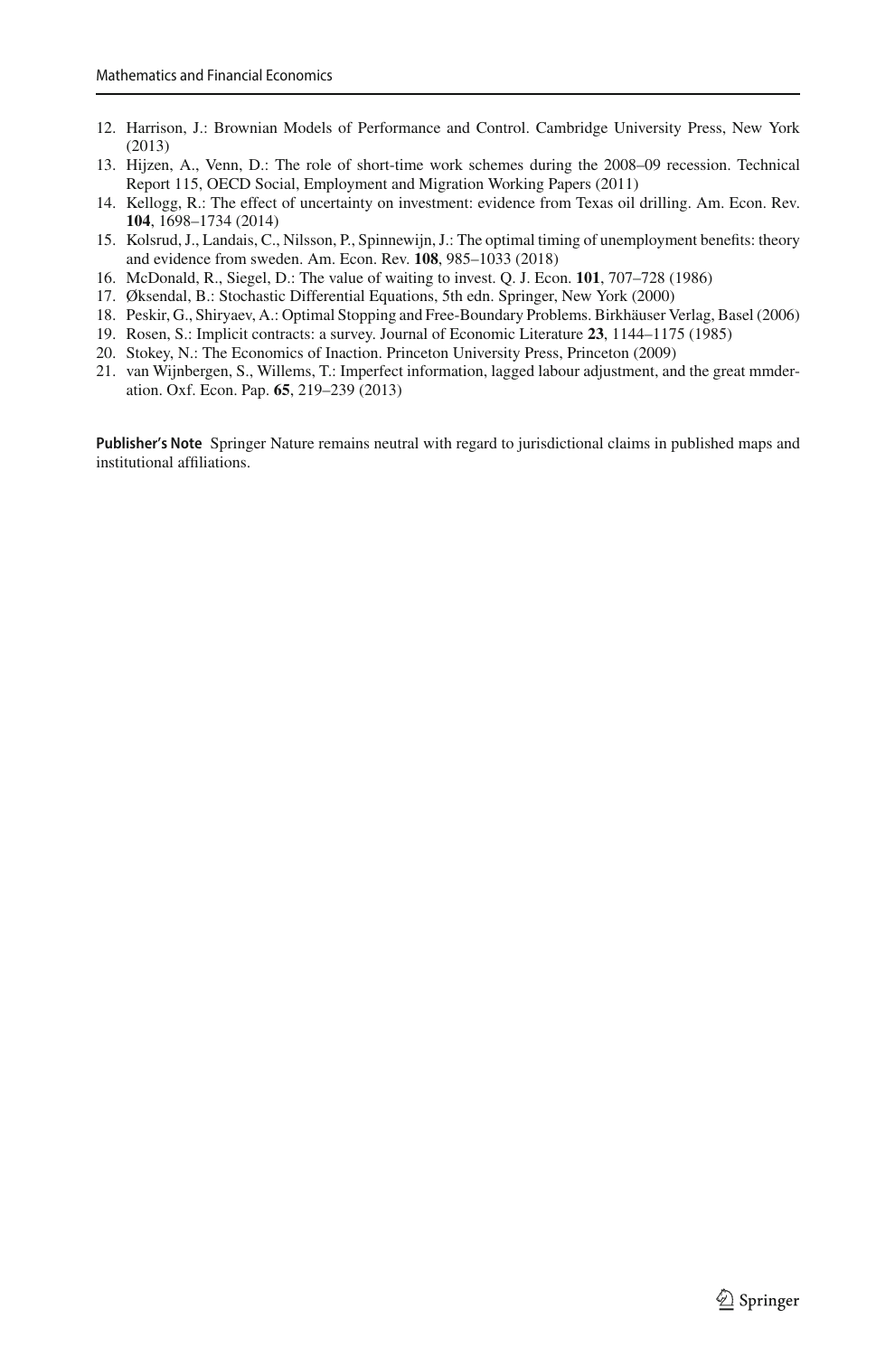12. Harrison, J.: Brownian Models of Performance and Control. Cambridge University Press, New York (2013)
13. Hijzen, A., Venn, D.: The role of short-time work schemes during the 2008–09 recession. Technical Report 115, OECD Social, Employment and Migration Working Papers (2011)
14. Kellogg, R.: The effect of uncertainty on investment: evidence from Texas oil drilling. Am. Econ. Rev. **104**, 1698–1734 (2014)
15. Kolsrud, J., Landais, C., Nilsson, P., Spinnewijn, J.: The optimal timing of unemployment benefits: theory and evidence from sweden. Am. Econ. Rev. **108**, 985–1033 (2018)
16. McDonald, R., Siegel, D.: The value of waiting to invest. Q. J. Econ. **101**, 707–728 (1986)
17. Øksendal, B.: Stochastic Differential Equations, 5th edn. Springer, New York (2000)
18. Peskir, G., Shiryaev, A.: Optimal Stopping and Free-Boundary Problems. Birkhäuser Verlag, Basel (2006)
19. Rosen, S.: Implicit contracts: a survey. Journal of Economic Literature **23**, 1144–1175 (1985)
20. Stokey, N.: The Economics of Inaction. Princeton University Press, Princeton (2009)
21. van Wijnbergen, S., Willems, T.: Imperfect information, lagged labour adjustment, and the great mmderation. Oxf. Econ. Pap. **65**, 219–239 (2013)

**Publisher's Note** Springer Nature remains neutral with regard to jurisdictional claims in published maps and institutional affiliations.